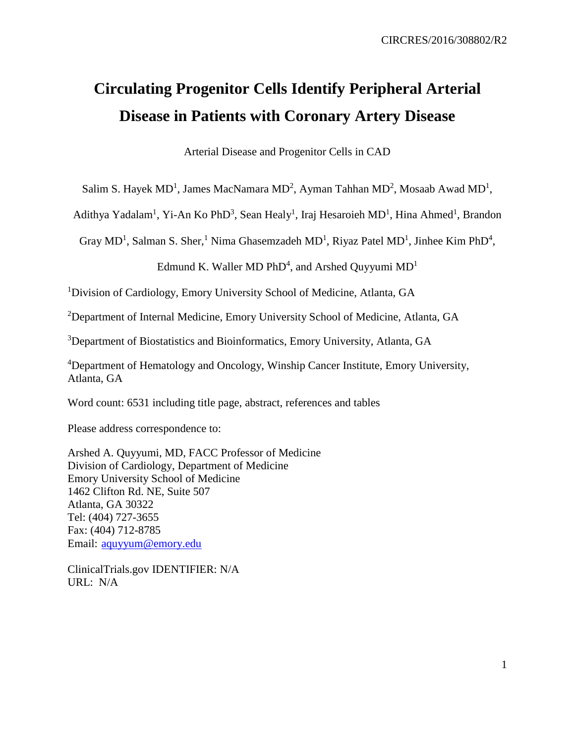# Circulating Progenitor Cells Identify Peripheral Arterial Disease in Patients with Coronary Artery Disease

Arterial Disease and Progenitor Cells in CAD

Salim S. Hayek MD[1], James MacNamara MD[2], Ayman Tahhan MD[2], Mosaab Awad MD[1], Adithya Yadalam[1], Yi-An Ko PhD[3], Sean Healy[1], Iraj Hesaroieh MD[1], Hina Ahmed[1], Brandon Gray MD[1], Salman S. Sher,[1] Nima Ghasemzadeh MD[1], Riyaz Patel MD[1], Jinhee Kim PhD[4], Edmund K. Waller MD PhD[4], and Arshed Quyyumi MD[1]

[1]Division of Cardiology, Emory University School of Medicine, Atlanta, GA

[2]Department of Internal Medicine, Emory University School of Medicine, Atlanta, GA

[3]Department of Biostatistics and Bioinformatics, Emory University, Atlanta, GA

[4]Department of Hematology and Oncology, Winship Cancer Institute, Emory University, Atlanta, GA

Word count: 6531 including title page, abstract, references and tables

Please address correspondence to:

Arshed A. Quyyumi, MD, FACC Professor of Medicine
Division of Cardiology, Department of Medicine
Emory University School of Medicine
1462 Clifton Rd. NE, Suite 507
Atlanta, GA 30322
Tel: (404) 727-3655
Fax: (404) 712-8785
Email: aquyyum@emory.edu

ClinicalTrials.gov IDENTIFIER: N/A
URL: N/A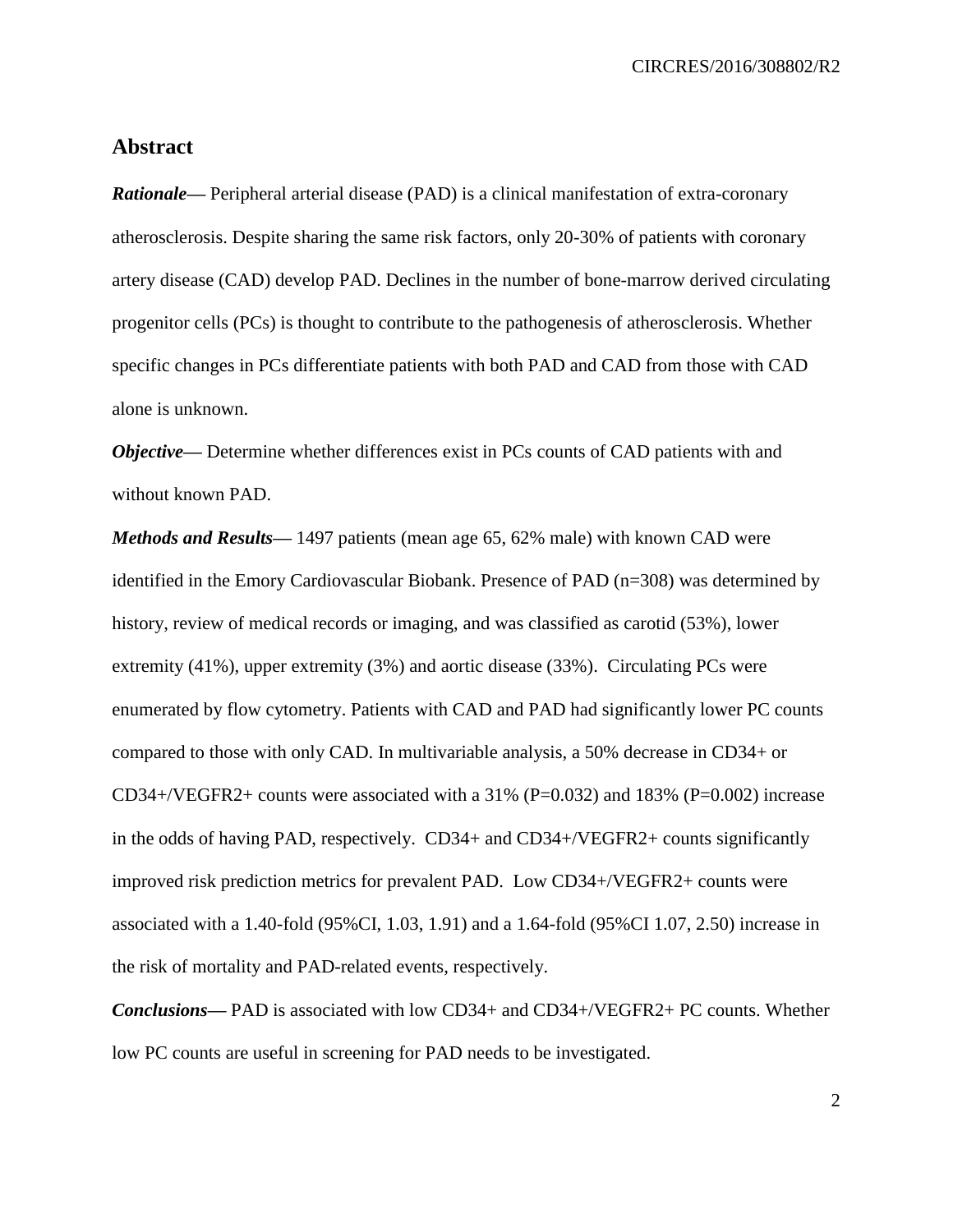## Abstract

***Rationale*—** Peripheral arterial disease (PAD) is a clinical manifestation of extra-coronary atherosclerosis. Despite sharing the same risk factors, only 20-30% of patients with coronary artery disease (CAD) develop PAD. Declines in the number of bone-marrow derived circulating progenitor cells (PCs) is thought to contribute to the pathogenesis of atherosclerosis. Whether specific changes in PCs differentiate patients with both PAD and CAD from those with CAD alone is unknown.

***Objective*—** Determine whether differences exist in PCs counts of CAD patients with and without known PAD.

***Methods and Results*—** 1497 patients (mean age 65, 62% male) with known CAD were identified in the Emory Cardiovascular Biobank. Presence of PAD (n=308) was determined by history, review of medical records or imaging, and was classified as carotid (53%), lower extremity (41%), upper extremity (3%) and aortic disease (33%). Circulating PCs were enumerated by flow cytometry. Patients with CAD and PAD had significantly lower PC counts compared to those with only CAD. In multivariable analysis, a 50% decrease in CD34+ or CD34+/VEGFR2+ counts were associated with a 31% (P=0.032) and 183% (P=0.002) increase in the odds of having PAD, respectively. CD34+ and CD34+/VEGFR2+ counts significantly improved risk prediction metrics for prevalent PAD. Low CD34+/VEGFR2+ counts were associated with a 1.40-fold (95%CI, 1.03, 1.91) and a 1.64-fold (95%CI 1.07, 2.50) increase in the risk of mortality and PAD-related events, respectively.

***Conclusions*—** PAD is associated with low CD34+ and CD34+/VEGFR2+ PC counts. Whether low PC counts are useful in screening for PAD needs to be investigated.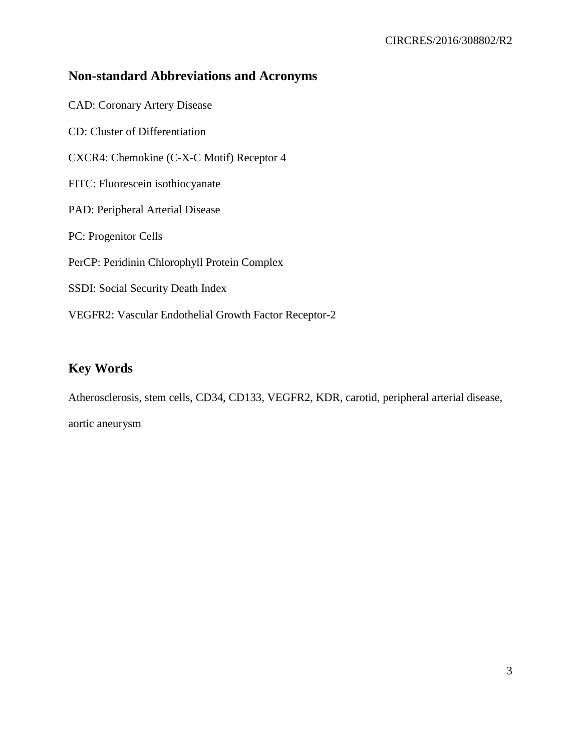## Non-standard Abbreviations and Acronyms

CAD: Coronary Artery Disease

CD: Cluster of Differentiation

CXCR4: Chemokine (C-X-C Motif) Receptor 4

FITC: Fluorescein isothiocyanate

PAD: Peripheral Arterial Disease

PC: Progenitor Cells

PerCP: Peridinin Chlorophyll Protein Complex

SSDI: Social Security Death Index

VEGFR2: Vascular Endothelial Growth Factor Receptor-2

## Key Words

Atherosclerosis, stem cells, CD34, CD133, VEGFR2, KDR, carotid, peripheral arterial disease, aortic aneurysm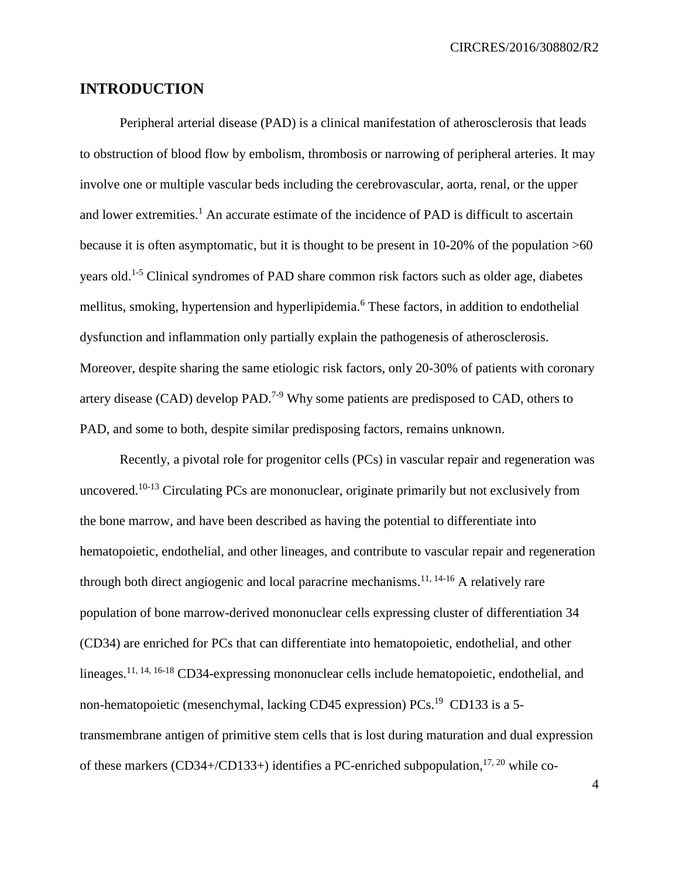## INTRODUCTION

Peripheral arterial disease (PAD) is a clinical manifestation of atherosclerosis that leads to obstruction of blood flow by embolism, thrombosis or narrowing of peripheral arteries. It may involve one or multiple vascular beds including the cerebrovascular, aorta, renal, or the upper and lower extremities.[1] An accurate estimate of the incidence of PAD is difficult to ascertain because it is often asymptomatic, but it is thought to be present in 10-20% of the population >60 years old.[1-5] Clinical syndromes of PAD share common risk factors such as older age, diabetes mellitus, smoking, hypertension and hyperlipidemia.[6] These factors, in addition to endothelial dysfunction and inflammation only partially explain the pathogenesis of atherosclerosis. Moreover, despite sharing the same etiologic risk factors, only 20-30% of patients with coronary artery disease (CAD) develop PAD.[7-9] Why some patients are predisposed to CAD, others to PAD, and some to both, despite similar predisposing factors, remains unknown.

Recently, a pivotal role for progenitor cells (PCs) in vascular repair and regeneration was uncovered.[10-13] Circulating PCs are mononuclear, originate primarily but not exclusively from the bone marrow, and have been described as having the potential to differentiate into hematopoietic, endothelial, and other lineages, and contribute to vascular repair and regeneration through both direct angiogenic and local paracrine mechanisms.[11, 14-16] A relatively rare population of bone marrow-derived mononuclear cells expressing cluster of differentiation 34 (CD34) are enriched for PCs that can differentiate into hematopoietic, endothelial, and other lineages.[11, 14, 16-18] CD34-expressing mononuclear cells include hematopoietic, endothelial, and non-hematopoietic (mesenchymal, lacking CD45 expression) PCs.[19] CD133 is a 5-transmembrane antigen of primitive stem cells that is lost during maturation and dual expression of these markers (CD34+/CD133+) identifies a PC-enriched subpopulation,[17, 20] while co-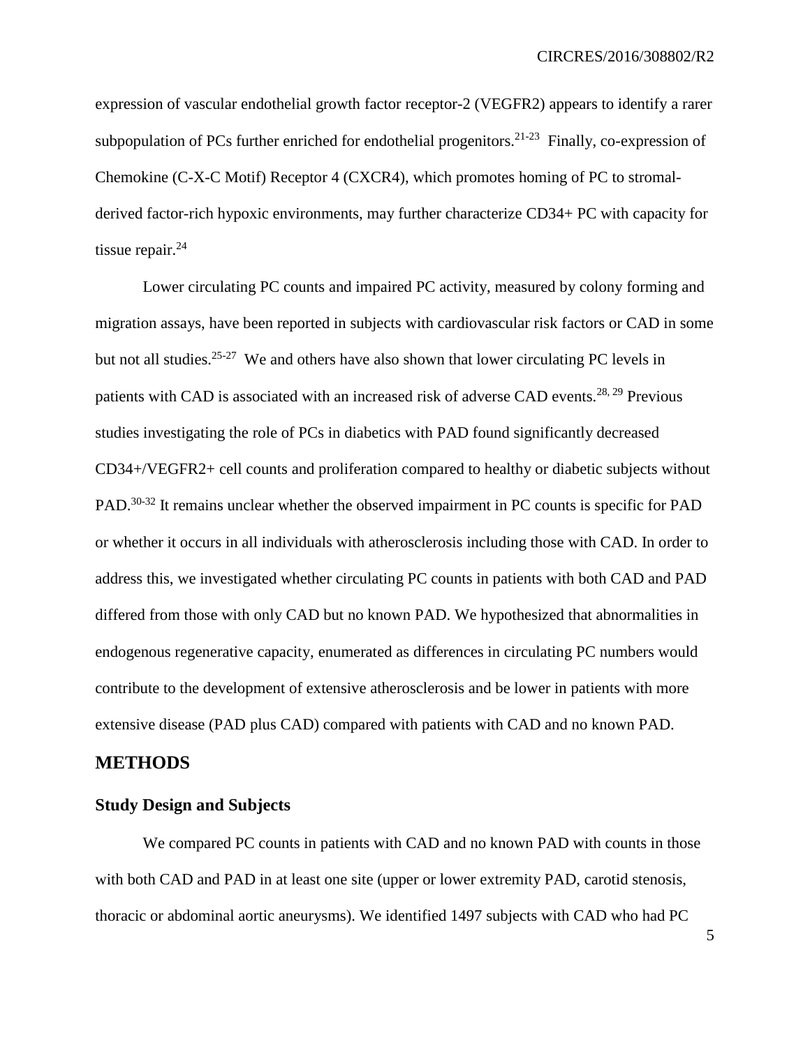expression of vascular endothelial growth factor receptor-2 (VEGFR2) appears to identify a rarer subpopulation of PCs further enriched for endothelial progenitors.[21-23] Finally, co-expression of Chemokine (C-X-C Motif) Receptor 4 (CXCR4), which promotes homing of PC to stromal-derived factor-rich hypoxic environments, may further characterize CD34+ PC with capacity for tissue repair.[24]

Lower circulating PC counts and impaired PC activity, measured by colony forming and migration assays, have been reported in subjects with cardiovascular risk factors or CAD in some but not all studies.[25-27] We and others have also shown that lower circulating PC levels in patients with CAD is associated with an increased risk of adverse CAD events.[28, 29] Previous studies investigating the role of PCs in diabetics with PAD found significantly decreased CD34+/VEGFR2+ cell counts and proliferation compared to healthy or diabetic subjects without PAD.[30-32] It remains unclear whether the observed impairment in PC counts is specific for PAD or whether it occurs in all individuals with atherosclerosis including those with CAD. In order to address this, we investigated whether circulating PC counts in patients with both CAD and PAD differed from those with only CAD but no known PAD. We hypothesized that abnormalities in endogenous regenerative capacity, enumerated as differences in circulating PC numbers would contribute to the development of extensive atherosclerosis and be lower in patients with more extensive disease (PAD plus CAD) compared with patients with CAD and no known PAD.

## METHODS

### Study Design and Subjects

We compared PC counts in patients with CAD and no known PAD with counts in those with both CAD and PAD in at least one site (upper or lower extremity PAD, carotid stenosis, thoracic or abdominal aortic aneurysms). We identified 1497 subjects with CAD who had PC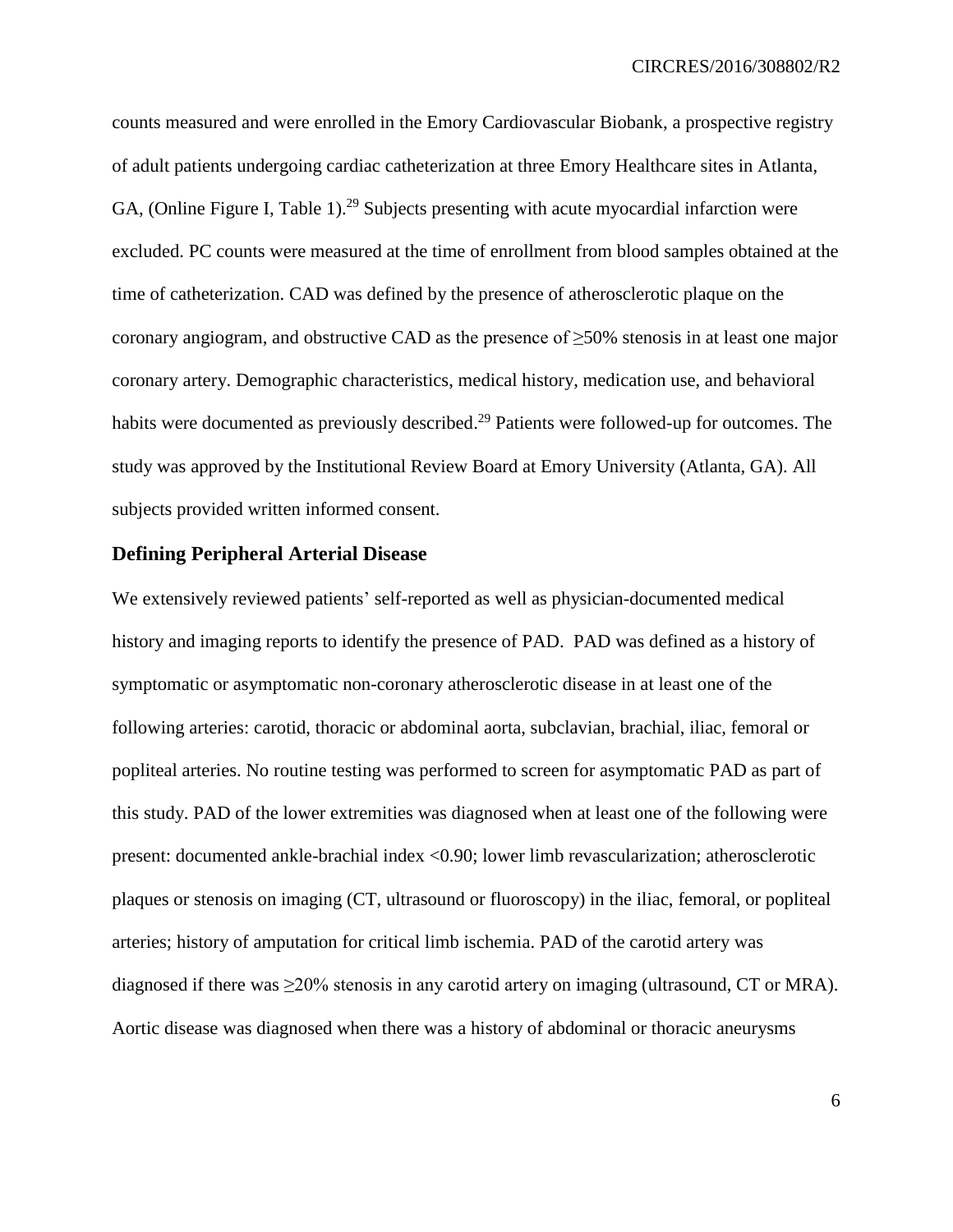counts measured and were enrolled in the Emory Cardiovascular Biobank, a prospective registry of adult patients undergoing cardiac catheterization at three Emory Healthcare sites in Atlanta, GA, (Online Figure I, Table 1).[29] Subjects presenting with acute myocardial infarction were excluded. PC counts were measured at the time of enrollment from blood samples obtained at the time of catheterization. CAD was defined by the presence of atherosclerotic plaque on the coronary angiogram, and obstructive CAD as the presence of ≥50% stenosis in at least one major coronary artery. Demographic characteristics, medical history, medication use, and behavioral habits were documented as previously described.[29] Patients were followed-up for outcomes. The study was approved by the Institutional Review Board at Emory University (Atlanta, GA). All subjects provided written informed consent.

### Defining Peripheral Arterial Disease

We extensively reviewed patients' self-reported as well as physician-documented medical history and imaging reports to identify the presence of PAD. PAD was defined as a history of symptomatic or asymptomatic non-coronary atherosclerotic disease in at least one of the following arteries: carotid, thoracic or abdominal aorta, subclavian, brachial, iliac, femoral or popliteal arteries. No routine testing was performed to screen for asymptomatic PAD as part of this study. PAD of the lower extremities was diagnosed when at least one of the following were present: documented ankle-brachial index <0.90; lower limb revascularization; atherosclerotic plaques or stenosis on imaging (CT, ultrasound or fluoroscopy) in the iliac, femoral, or popliteal arteries; history of amputation for critical limb ischemia. PAD of the carotid artery was diagnosed if there was ≥20% stenosis in any carotid artery on imaging (ultrasound, CT or MRA). Aortic disease was diagnosed when there was a history of abdominal or thoracic aneurysms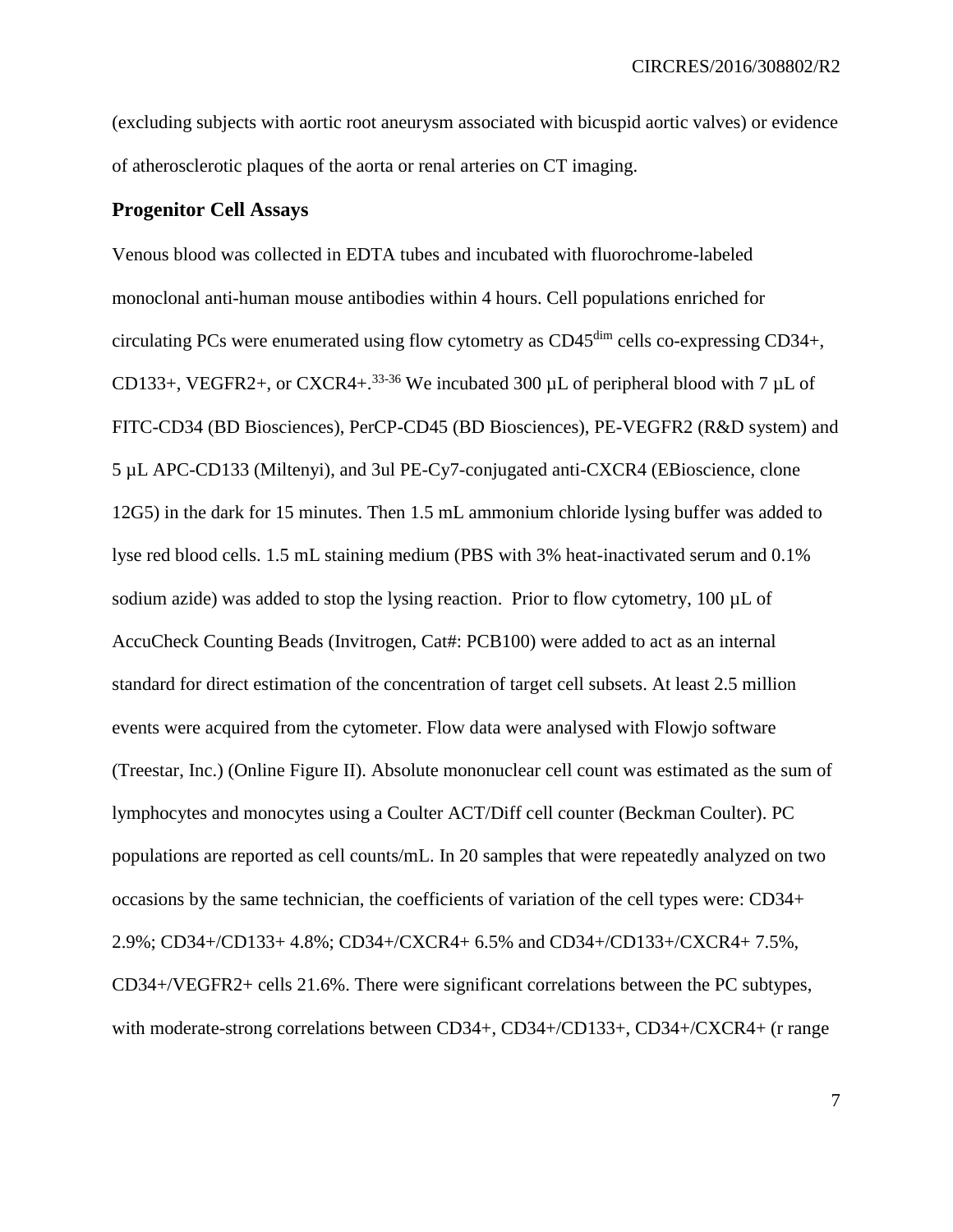(excluding subjects with aortic root aneurysm associated with bicuspid aortic valves) or evidence of atherosclerotic plaques of the aorta or renal arteries on CT imaging.

## Progenitor Cell Assays

Venous blood was collected in EDTA tubes and incubated with fluorochrome-labeled monoclonal anti-human mouse antibodies within 4 hours. Cell populations enriched for circulating PCs were enumerated using flow cytometry as CD45$^{dim}$ cells co-expressing CD34+, CD133+, VEGFR2+, or CXCR4+.[33-36] We incubated 300 µL of peripheral blood with 7 µL of FITC-CD34 (BD Biosciences), PerCP-CD45 (BD Biosciences), PE-VEGFR2 (R&D system) and 5 µL APC-CD133 (Miltenyi), and 3ul PE-Cy7-conjugated anti-CXCR4 (EBioscience, clone 12G5) in the dark for 15 minutes. Then 1.5 mL ammonium chloride lysing buffer was added to lyse red blood cells. 1.5 mL staining medium (PBS with 3% heat-inactivated serum and 0.1% sodium azide) was added to stop the lysing reaction. Prior to flow cytometry, 100 µL of AccuCheck Counting Beads (Invitrogen, Cat#: PCB100) were added to act as an internal standard for direct estimation of the concentration of target cell subsets. At least 2.5 million events were acquired from the cytometer. Flow data were analysed with Flowjo software (Treestar, Inc.) (Online Figure II). Absolute mononuclear cell count was estimated as the sum of lymphocytes and monocytes using a Coulter ACT/Diff cell counter (Beckman Coulter). PC populations are reported as cell counts/mL. In 20 samples that were repeatedly analyzed on two occasions by the same technician, the coefficients of variation of the cell types were: CD34+ 2.9%; CD34+/CD133+ 4.8%; CD34+/CXCR4+ 6.5% and CD34+/CD133+/CXCR4+ 7.5%, CD34+/VEGFR2+ cells 21.6%. There were significant correlations between the PC subtypes, with moderate-strong correlations between CD34+, CD34+/CD133+, CD34+/CXCR4+ (r range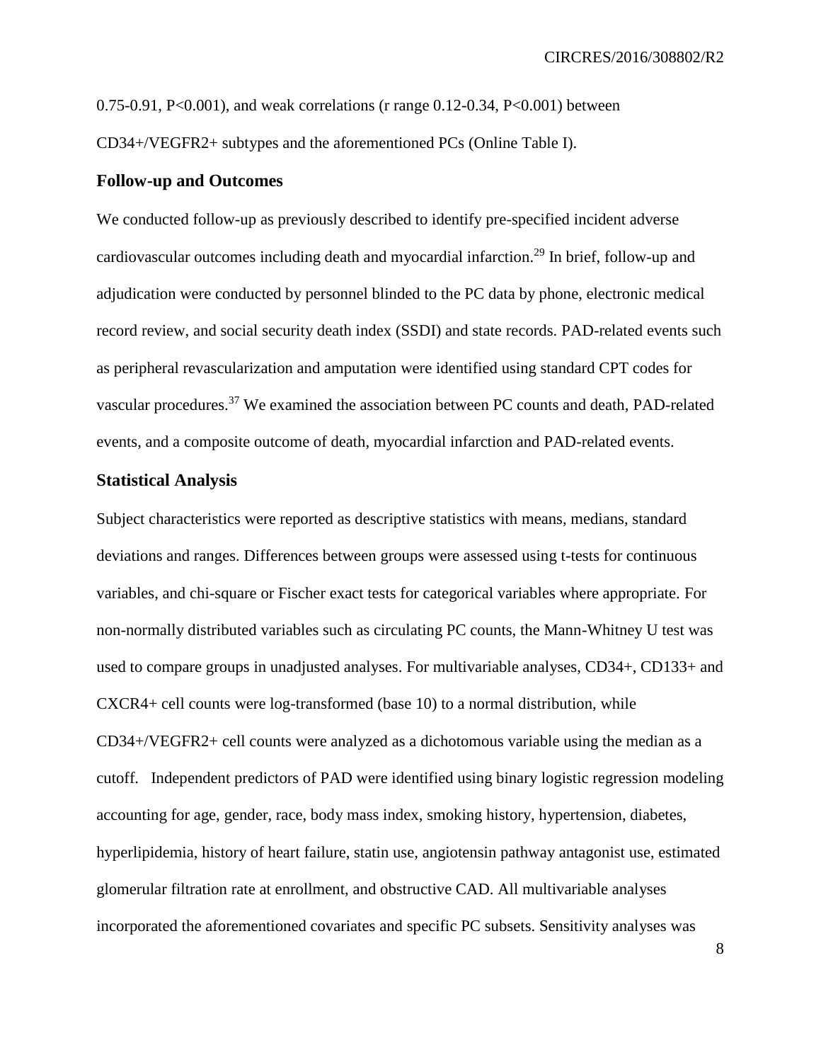0.75-0.91, $P<0.001$), and weak correlations (r range 0.12-0.34, $P<0.001$) between CD34+/VEGFR2+ subtypes and the aforementioned PCs (Online Table I).

### Follow-up and Outcomes

We conducted follow-up as previously described to identify pre-specified incident adverse cardiovascular outcomes including death and myocardial infarction.[29] In brief, follow-up and adjudication were conducted by personnel blinded to the PC data by phone, electronic medical record review, and social security death index (SSDI) and state records. PAD-related events such as peripheral revascularization and amputation were identified using standard CPT codes for vascular procedures.[37] We examined the association between PC counts and death, PAD-related events, and a composite outcome of death, myocardial infarction and PAD-related events.

### Statistical Analysis

Subject characteristics were reported as descriptive statistics with means, medians, standard deviations and ranges. Differences between groups were assessed using t-tests for continuous variables, and chi-square or Fischer exact tests for categorical variables where appropriate. For non-normally distributed variables such as circulating PC counts, the Mann-Whitney U test was used to compare groups in unadjusted analyses. For multivariable analyses, CD34+, CD133+ and CXCR4+ cell counts were log-transformed (base 10) to a normal distribution, while CD34+/VEGFR2+ cell counts were analyzed as a dichotomous variable using the median as a cutoff. Independent predictors of PAD were identified using binary logistic regression modeling accounting for age, gender, race, body mass index, smoking history, hypertension, diabetes, hyperlipidemia, history of heart failure, statin use, angiotensin pathway antagonist use, estimated glomerular filtration rate at enrollment, and obstructive CAD. All multivariable analyses incorporated the aforementioned covariates and specific PC subsets. Sensitivity analyses was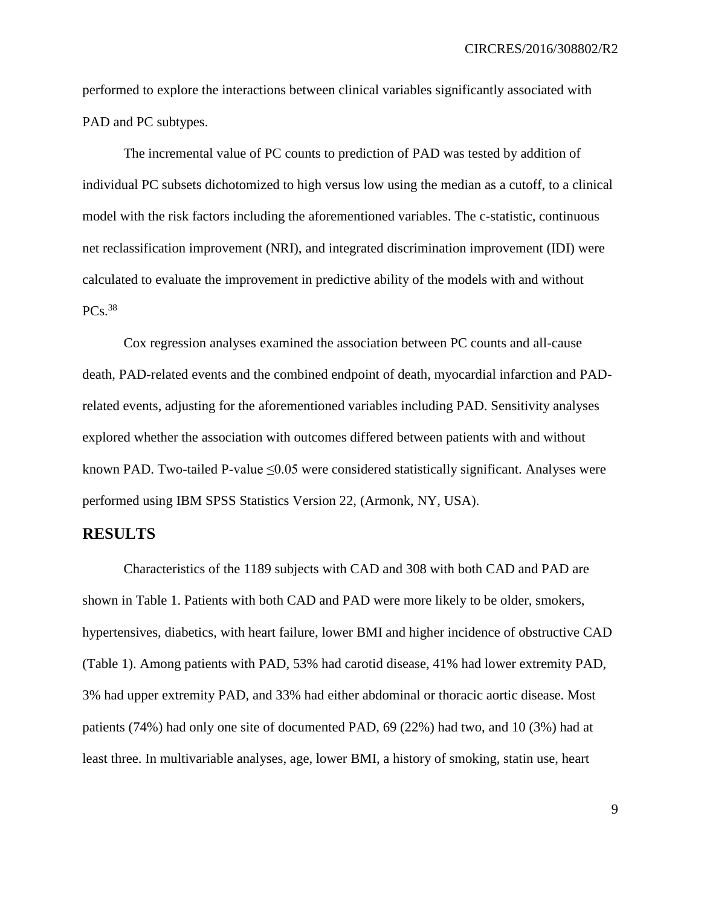performed to explore the interactions between clinical variables significantly associated with PAD and PC subtypes.

The incremental value of PC counts to prediction of PAD was tested by addition of individual PC subsets dichotomized to high versus low using the median as a cutoff, to a clinical model with the risk factors including the aforementioned variables. The c-statistic, continuous net reclassification improvement (NRI), and integrated discrimination improvement (IDI) were calculated to evaluate the improvement in predictive ability of the models with and without PCs.[38]

Cox regression analyses examined the association between PC counts and all-cause death, PAD-related events and the combined endpoint of death, myocardial infarction and PAD-related events, adjusting for the aforementioned variables including PAD. Sensitivity analyses explored whether the association with outcomes differed between patients with and without known PAD. Two-tailed P-value $\leq$0.05 were considered statistically significant. Analyses were performed using IBM SPSS Statistics Version 22, (Armonk, NY, USA).

## RESULTS

Characteristics of the 1189 subjects with CAD and 308 with both CAD and PAD are shown in Table 1. Patients with both CAD and PAD were more likely to be older, smokers, hypertensives, diabetics, with heart failure, lower BMI and higher incidence of obstructive CAD (Table 1). Among patients with PAD, 53% had carotid disease, 41% had lower extremity PAD, 3% had upper extremity PAD, and 33% had either abdominal or thoracic aortic disease. Most patients (74%) had only one site of documented PAD, 69 (22%) had two, and 10 (3%) had at least three. In multivariable analyses, age, lower BMI, a history of smoking, statin use, heart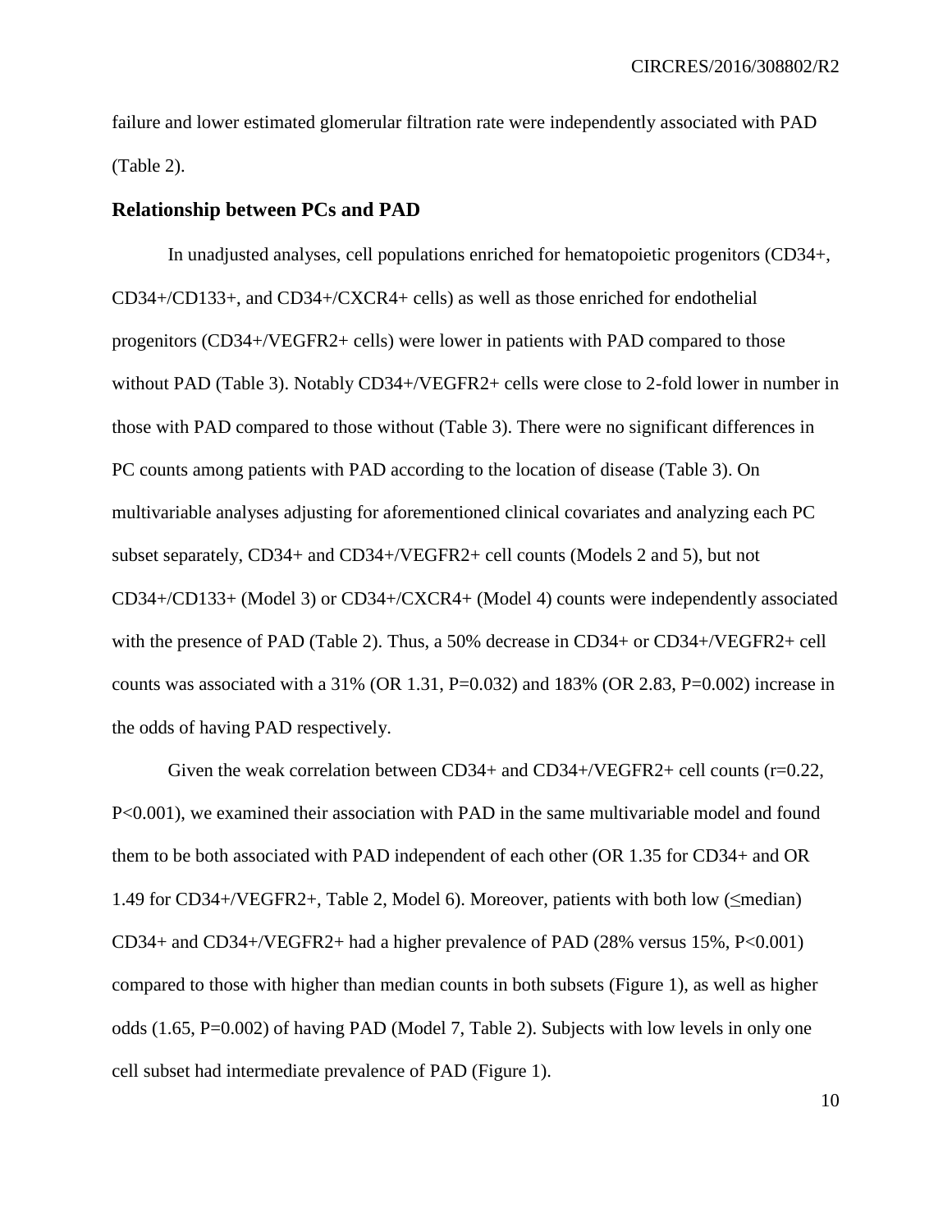failure and lower estimated glomerular filtration rate were independently associated with PAD (Table 2).

## Relationship between PCs and PAD

In unadjusted analyses, cell populations enriched for hematopoietic progenitors (CD34+, CD34+/CD133+, and CD34+/CXCR4+ cells) as well as those enriched for endothelial progenitors (CD34+/VEGFR2+ cells) were lower in patients with PAD compared to those without PAD (Table 3). Notably CD34+/VEGFR2+ cells were close to 2-fold lower in number in those with PAD compared to those without (Table 3). There were no significant differences in PC counts among patients with PAD according to the location of disease (Table 3). On multivariable analyses adjusting for aforementioned clinical covariates and analyzing each PC subset separately, CD34+ and CD34+/VEGFR2+ cell counts (Models 2 and 5), but not CD34+/CD133+ (Model 3) or CD34+/CXCR4+ (Model 4) counts were independently associated with the presence of PAD (Table 2). Thus, a 50% decrease in CD34+ or CD34+/VEGFR2+ cell counts was associated with a 31% (OR 1.31, P=0.032) and 183% (OR 2.83, P=0.002) increase in the odds of having PAD respectively.

Given the weak correlation between CD34+ and CD34+/VEGFR2+ cell counts (r=0.22, P<0.001), we examined their association with PAD in the same multivariable model and found them to be both associated with PAD independent of each other (OR 1.35 for CD34+ and OR 1.49 for CD34+/VEGFR2+, Table 2, Model 6). Moreover, patients with both low (≤median) CD34+ and CD34+/VEGFR2+ had a higher prevalence of PAD (28% versus 15%, P<0.001) compared to those with higher than median counts in both subsets (Figure 1), as well as higher odds (1.65, P=0.002) of having PAD (Model 7, Table 2). Subjects with low levels in only one cell subset had intermediate prevalence of PAD (Figure 1).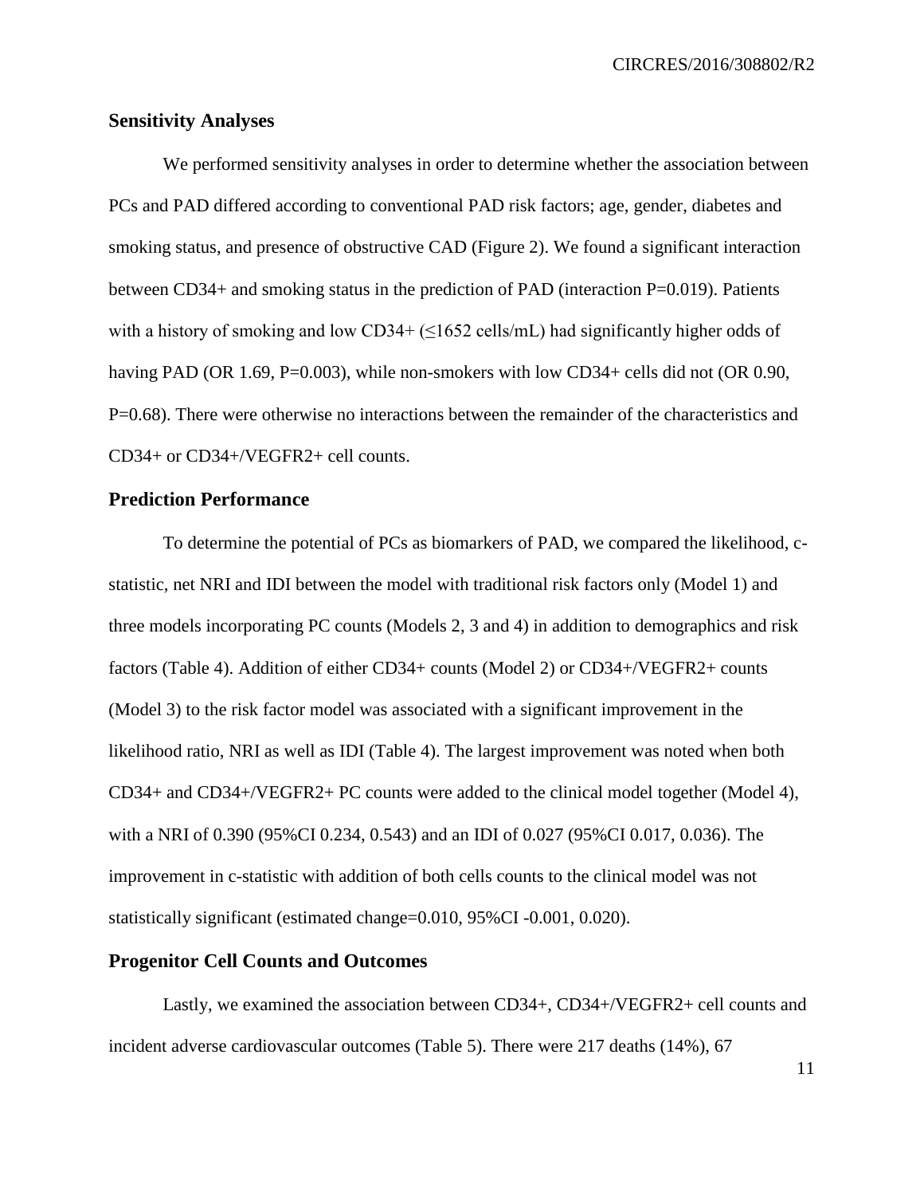## Sensitivity Analyses

We performed sensitivity analyses in order to determine whether the association between PCs and PAD differed according to conventional PAD risk factors; age, gender, diabetes and smoking status, and presence of obstructive CAD (Figure 2). We found a significant interaction between CD34+ and smoking status in the prediction of PAD (interaction P=0.019). Patients with a history of smoking and low CD34+ (≤1652 cells/mL) had significantly higher odds of having PAD (OR 1.69, P=0.003), while non-smokers with low CD34+ cells did not (OR 0.90, P=0.68). There were otherwise no interactions between the remainder of the characteristics and CD34+ or CD34+/VEGFR2+ cell counts.

## Prediction Performance

To determine the potential of PCs as biomarkers of PAD, we compared the likelihood, c-statistic, net NRI and IDI between the model with traditional risk factors only (Model 1) and three models incorporating PC counts (Models 2, 3 and 4) in addition to demographics and risk factors (Table 4). Addition of either CD34+ counts (Model 2) or CD34+/VEGFR2+ counts (Model 3) to the risk factor model was associated with a significant improvement in the likelihood ratio, NRI as well as IDI (Table 4). The largest improvement was noted when both CD34+ and CD34+/VEGFR2+ PC counts were added to the clinical model together (Model 4), with a NRI of 0.390 (95%CI 0.234, 0.543) and an IDI of 0.027 (95%CI 0.017, 0.036). The improvement in c-statistic with addition of both cells counts to the clinical model was not statistically significant (estimated change=0.010, 95%CI -0.001, 0.020).

## Progenitor Cell Counts and Outcomes

Lastly, we examined the association between CD34+, CD34+/VEGFR2+ cell counts and incident adverse cardiovascular outcomes (Table 5). There were 217 deaths (14%), 67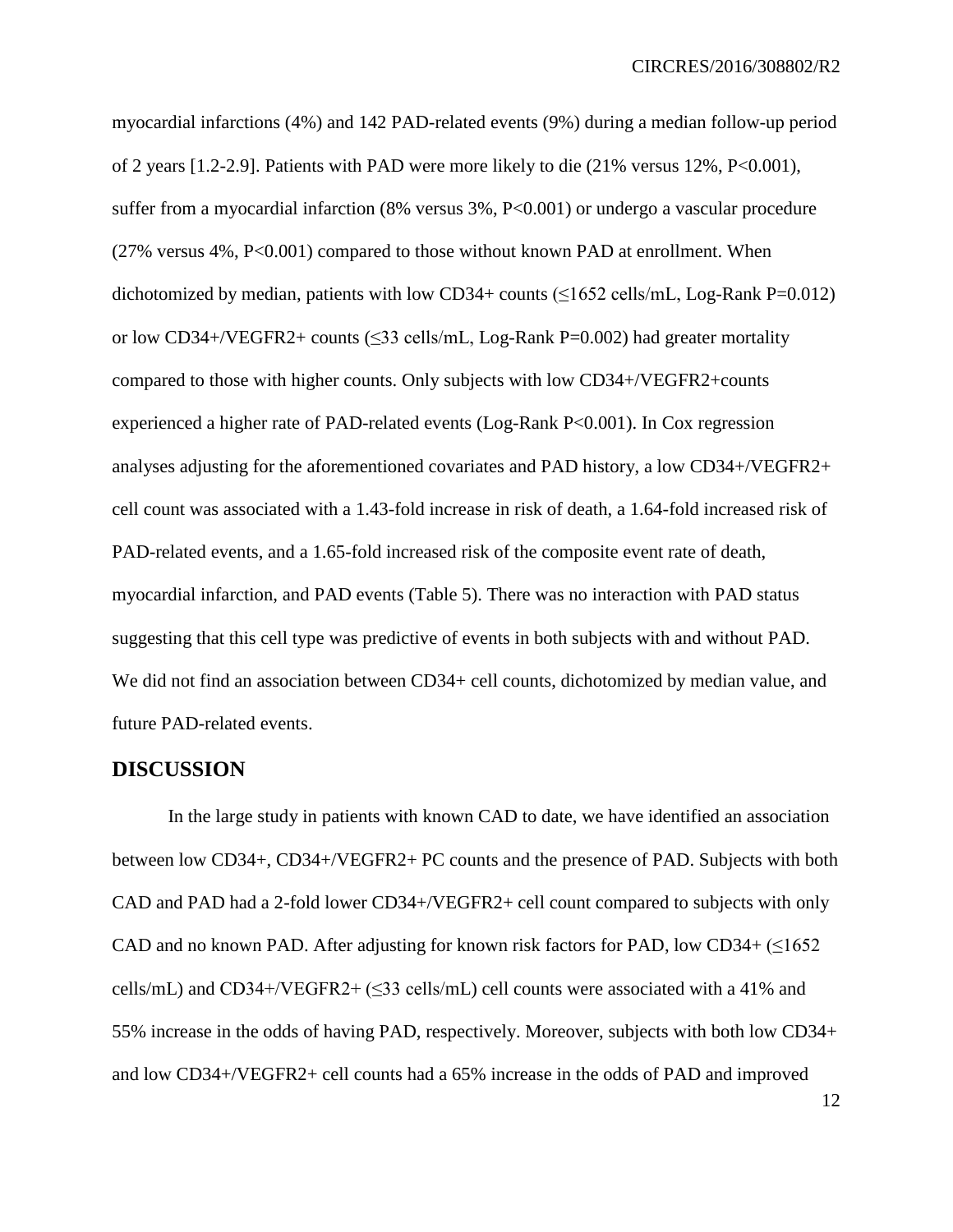myocardial infarctions (4%) and 142 PAD-related events (9%) during a median follow-up period of 2 years [1.2-2.9]. Patients with PAD were more likely to die (21% versus 12%, P<0.001), suffer from a myocardial infarction (8% versus 3%, P<0.001) or undergo a vascular procedure (27% versus 4%, P<0.001) compared to those without known PAD at enrollment. When dichotomized by median, patients with low CD34+ counts (≤1652 cells/mL, Log-Rank P=0.012) or low CD34+/VEGFR2+ counts (≤33 cells/mL, Log-Rank P=0.002) had greater mortality compared to those with higher counts. Only subjects with low CD34+/VEGFR2+counts experienced a higher rate of PAD-related events (Log-Rank P<0.001). In Cox regression analyses adjusting for the aforementioned covariates and PAD history, a low CD34+/VEGFR2+ cell count was associated with a 1.43-fold increase in risk of death, a 1.64-fold increased risk of PAD-related events, and a 1.65-fold increased risk of the composite event rate of death, myocardial infarction, and PAD events (Table 5). There was no interaction with PAD status suggesting that this cell type was predictive of events in both subjects with and without PAD. We did not find an association between CD34+ cell counts, dichotomized by median value, and future PAD-related events.

## DISCUSSION

In the large study in patients with known CAD to date, we have identified an association between low CD34+, CD34+/VEGFR2+ PC counts and the presence of PAD. Subjects with both CAD and PAD had a 2-fold lower CD34+/VEGFR2+ cell count compared to subjects with only CAD and no known PAD. After adjusting for known risk factors for PAD, low CD34+ (≤1652 cells/mL) and CD34+/VEGFR2+ (≤33 cells/mL) cell counts were associated with a 41% and 55% increase in the odds of having PAD, respectively. Moreover, subjects with both low CD34+ and low CD34+/VEGFR2+ cell counts had a 65% increase in the odds of PAD and improved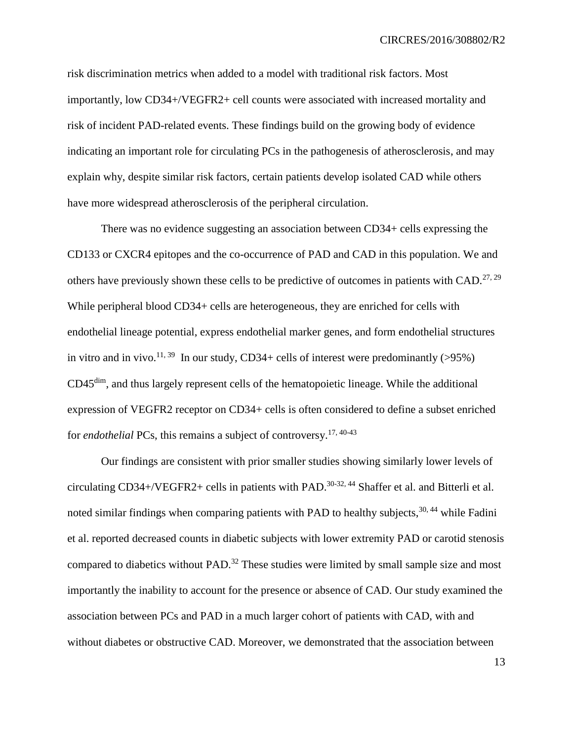risk discrimination metrics when added to a model with traditional risk factors. Most importantly, low CD34+/VEGFR2+ cell counts were associated with increased mortality and risk of incident PAD-related events. These findings build on the growing body of evidence indicating an important role for circulating PCs in the pathogenesis of atherosclerosis, and may explain why, despite similar risk factors, certain patients develop isolated CAD while others have more widespread atherosclerosis of the peripheral circulation.

There was no evidence suggesting an association between CD34+ cells expressing the CD133 or CXCR4 epitopes and the co-occurrence of PAD and CAD in this population. We and others have previously shown these cells to be predictive of outcomes in patients with CAD.[27, 29] While peripheral blood CD34+ cells are heterogeneous, they are enriched for cells with endothelial lineage potential, express endothelial marker genes, and form endothelial structures in vitro and in vivo.[11, 39] In our study, CD34+ cells of interest were predominantly (>95%) CD45$^{dim}$, and thus largely represent cells of the hematopoietic lineage. While the additional expression of VEGFR2 receptor on CD34+ cells is often considered to define a subset enriched for *endothelial* PCs, this remains a subject of controversy.[17, 40-43]

Our findings are consistent with prior smaller studies showing similarly lower levels of circulating CD34+/VEGFR2+ cells in patients with PAD.[30-32, 44] Shaffer et al. and Bitterli et al. noted similar findings when comparing patients with PAD to healthy subjects,[30, 44] while Fadini et al. reported decreased counts in diabetic subjects with lower extremity PAD or carotid stenosis compared to diabetics without PAD.[32] These studies were limited by small sample size and most importantly the inability to account for the presence or absence of CAD. Our study examined the association between PCs and PAD in a much larger cohort of patients with CAD, with and without diabetes or obstructive CAD. Moreover, we demonstrated that the association between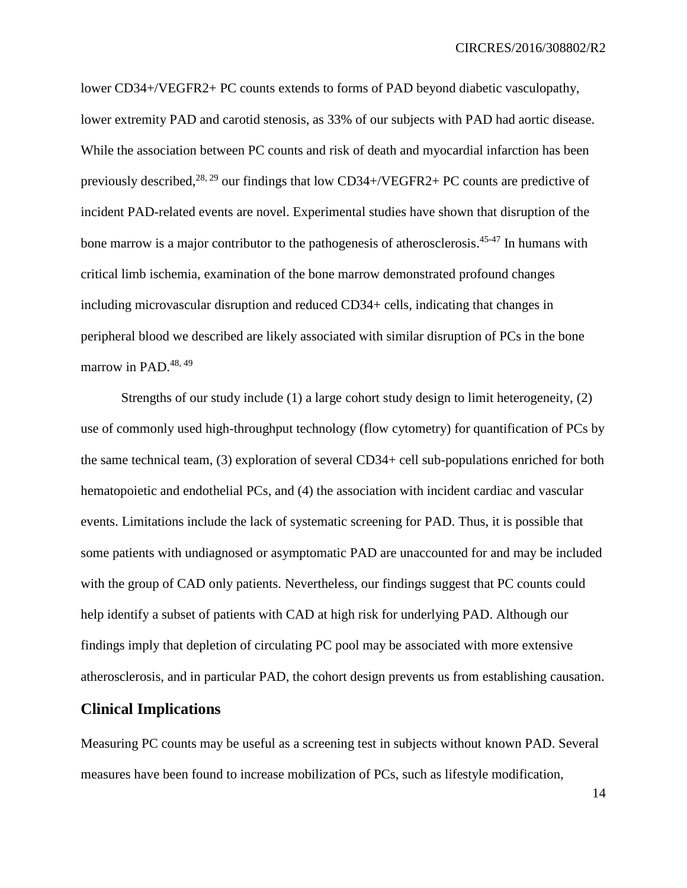lower CD34+/VEGFR2+ PC counts extends to forms of PAD beyond diabetic vasculopathy, lower extremity PAD and carotid stenosis, as 33% of our subjects with PAD had aortic disease. While the association between PC counts and risk of death and myocardial infarction has been previously described,[28, 29] our findings that low CD34+/VEGFR2+ PC counts are predictive of incident PAD-related events are novel. Experimental studies have shown that disruption of the bone marrow is a major contributor to the pathogenesis of atherosclerosis.[45-47] In humans with critical limb ischemia, examination of the bone marrow demonstrated profound changes including microvascular disruption and reduced CD34+ cells, indicating that changes in peripheral blood we described are likely associated with similar disruption of PCs in the bone marrow in PAD.[48, 49]

Strengths of our study include (1) a large cohort study design to limit heterogeneity, (2) use of commonly used high-throughput technology (flow cytometry) for quantification of PCs by the same technical team, (3) exploration of several CD34+ cell sub-populations enriched for both hematopoietic and endothelial PCs, and (4) the association with incident cardiac and vascular events. Limitations include the lack of systematic screening for PAD. Thus, it is possible that some patients with undiagnosed or asymptomatic PAD are unaccounted for and may be included with the group of CAD only patients. Nevertheless, our findings suggest that PC counts could help identify a subset of patients with CAD at high risk for underlying PAD. Although our findings imply that depletion of circulating PC pool may be associated with more extensive atherosclerosis, and in particular PAD, the cohort design prevents us from establishing causation.

## Clinical Implications

Measuring PC counts may be useful as a screening test in subjects without known PAD. Several measures have been found to increase mobilization of PCs, such as lifestyle modification,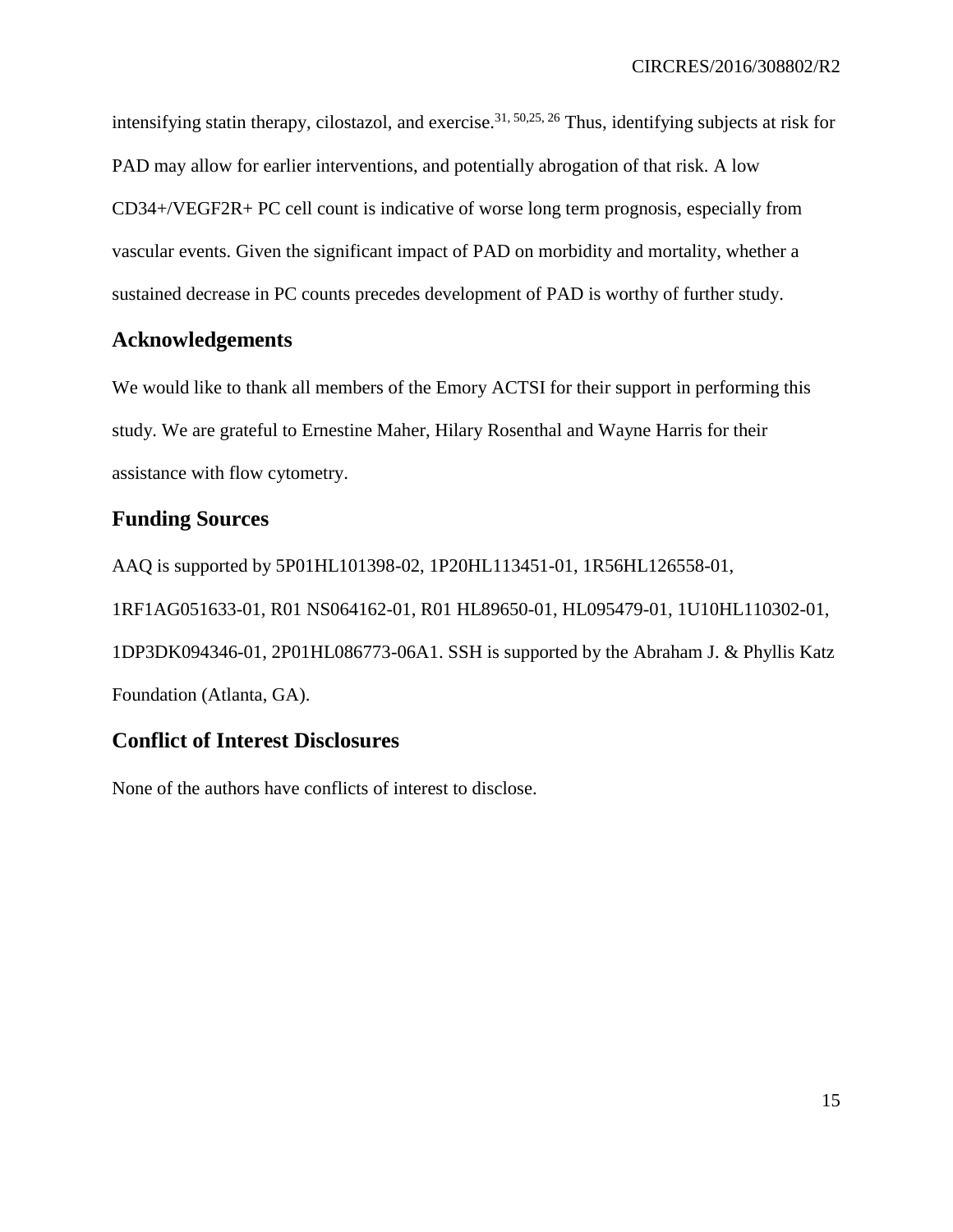intensifying statin therapy, cilostazol, and exercise.[31, 50,25, 26] Thus, identifying subjects at risk for PAD may allow for earlier interventions, and potentially abrogation of that risk. A low CD34+/VEGF2R+ PC cell count is indicative of worse long term prognosis, especially from vascular events. Given the significant impact of PAD on morbidity and mortality, whether a sustained decrease in PC counts precedes development of PAD is worthy of further study.

## Acknowledgements

We would like to thank all members of the Emory ACTSI for their support in performing this study. We are grateful to Ernestine Maher, Hilary Rosenthal and Wayne Harris for their assistance with flow cytometry.

## Funding Sources

AAQ is supported by 5P01HL101398-02, 1P20HL113451-01, 1R56HL126558-01, 1RF1AG051633-01, R01 NS064162-01, R01 HL89650-01, HL095479-01, 1U10HL110302-01, 1DP3DK094346-01, 2P01HL086773-06A1. SSH is supported by the Abraham J. & Phyllis Katz Foundation (Atlanta, GA).

## Conflict of Interest Disclosures

None of the authors have conflicts of interest to disclose.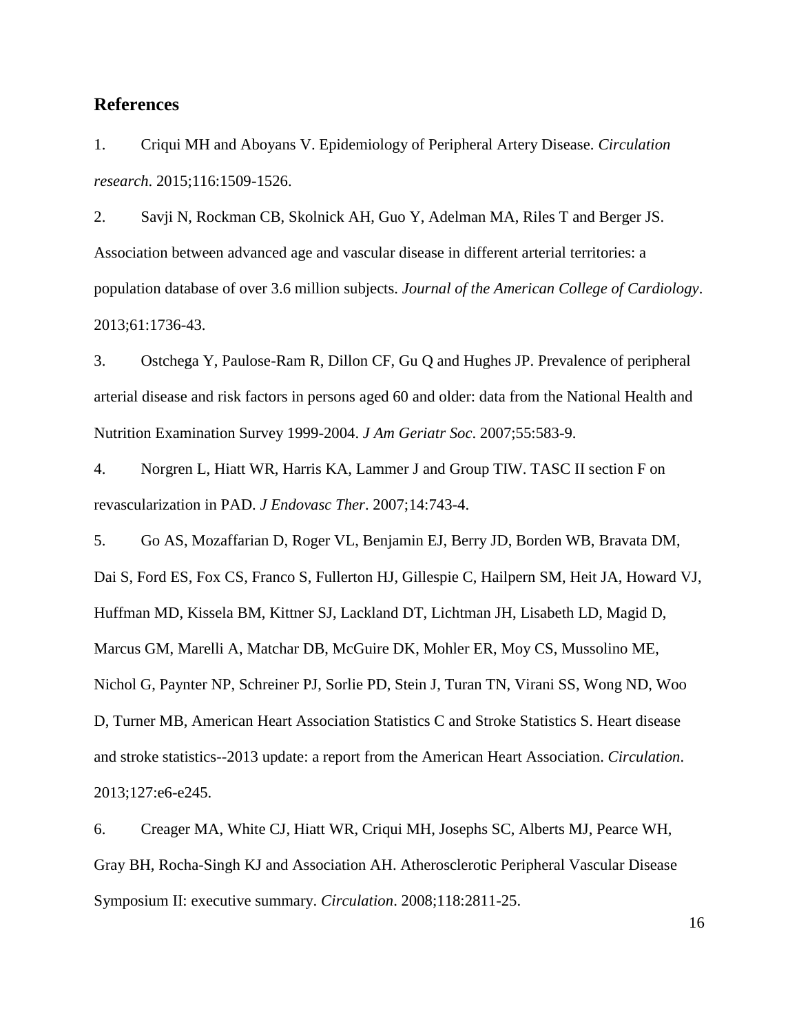## References

1. Criqui MH and Aboyans V. Epidemiology of Peripheral Artery Disease. *Circulation research*. 2015;116:1509-1526.

2. Savji N, Rockman CB, Skolnick AH, Guo Y, Adelman MA, Riles T and Berger JS. Association between advanced age and vascular disease in different arterial territories: a population database of over 3.6 million subjects. *Journal of the American College of Cardiology*. 2013;61:1736-43.

3. Ostchega Y, Paulose-Ram R, Dillon CF, Gu Q and Hughes JP. Prevalence of peripheral arterial disease and risk factors in persons aged 60 and older: data from the National Health and Nutrition Examination Survey 1999-2004. *J Am Geriatr Soc*. 2007;55:583-9.

4. Norgren L, Hiatt WR, Harris KA, Lammer J and Group TIW. TASC II section F on revascularization in PAD. *J Endovasc Ther*. 2007;14:743-4.

5. Go AS, Mozaffarian D, Roger VL, Benjamin EJ, Berry JD, Borden WB, Bravata DM, Dai S, Ford ES, Fox CS, Franco S, Fullerton HJ, Gillespie C, Hailpern SM, Heit JA, Howard VJ, Huffman MD, Kissela BM, Kittner SJ, Lackland DT, Lichtman JH, Lisabeth LD, Magid D, Marcus GM, Marelli A, Matchar DB, McGuire DK, Mohler ER, Moy CS, Mussolino ME, Nichol G, Paynter NP, Schreiner PJ, Sorlie PD, Stein J, Turan TN, Virani SS, Wong ND, Woo D, Turner MB, American Heart Association Statistics C and Stroke Statistics S. Heart disease and stroke statistics--2013 update: a report from the American Heart Association. *Circulation*. 2013;127:e6-e245.

6. Creager MA, White CJ, Hiatt WR, Criqui MH, Josephs SC, Alberts MJ, Pearce WH, Gray BH, Rocha-Singh KJ and Association AH. Atherosclerotic Peripheral Vascular Disease Symposium II: executive summary. *Circulation*. 2008;118:2811-25.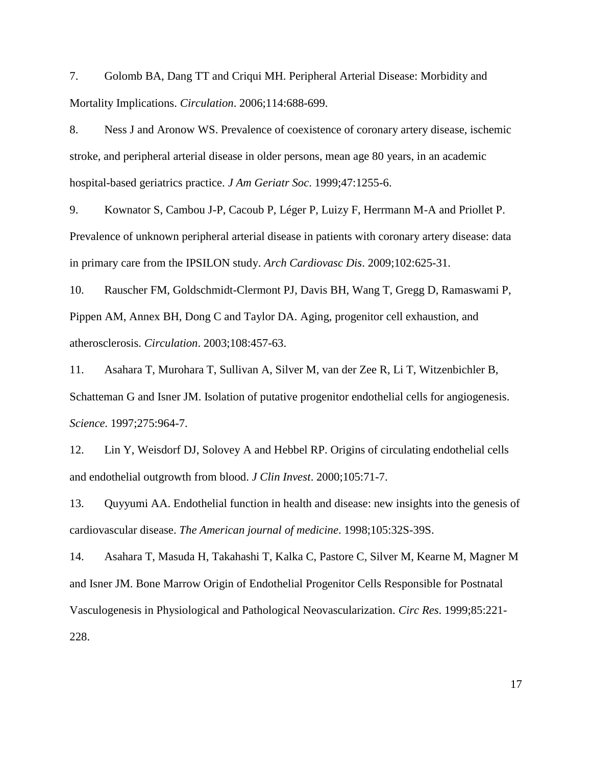7. Golomb BA, Dang TT and Criqui MH. Peripheral Arterial Disease: Morbidity and Mortality Implications. *Circulation*. 2006;114:688-699.

8. Ness J and Aronow WS. Prevalence of coexistence of coronary artery disease, ischemic stroke, and peripheral arterial disease in older persons, mean age 80 years, in an academic hospital-based geriatrics practice. *J Am Geriatr Soc*. 1999;47:1255-6.

9. Kownator S, Cambou J-P, Cacoub P, Léger P, Luizy F, Herrmann M-A and Priollet P. Prevalence of unknown peripheral arterial disease in patients with coronary artery disease: data in primary care from the IPSILON study. *Arch Cardiovasc Dis*. 2009;102:625-31.

10. Rauscher FM, Goldschmidt-Clermont PJ, Davis BH, Wang T, Gregg D, Ramaswami P, Pippen AM, Annex BH, Dong C and Taylor DA. Aging, progenitor cell exhaustion, and atherosclerosis. *Circulation*. 2003;108:457-63.

11. Asahara T, Murohara T, Sullivan A, Silver M, van der Zee R, Li T, Witzenbichler B, Schatteman G and Isner JM. Isolation of putative progenitor endothelial cells for angiogenesis. *Science*. 1997;275:964-7.

12. Lin Y, Weisdorf DJ, Solovey A and Hebbel RP. Origins of circulating endothelial cells and endothelial outgrowth from blood. *J Clin Invest*. 2000;105:71-7.

13. Quyyumi AA. Endothelial function in health and disease: new insights into the genesis of cardiovascular disease. *The American journal of medicine*. 1998;105:32S-39S.

14. Asahara T, Masuda H, Takahashi T, Kalka C, Pastore C, Silver M, Kearne M, Magner M and Isner JM. Bone Marrow Origin of Endothelial Progenitor Cells Responsible for Postnatal Vasculogenesis in Physiological and Pathological Neovascularization. *Circ Res*. 1999;85:221-228.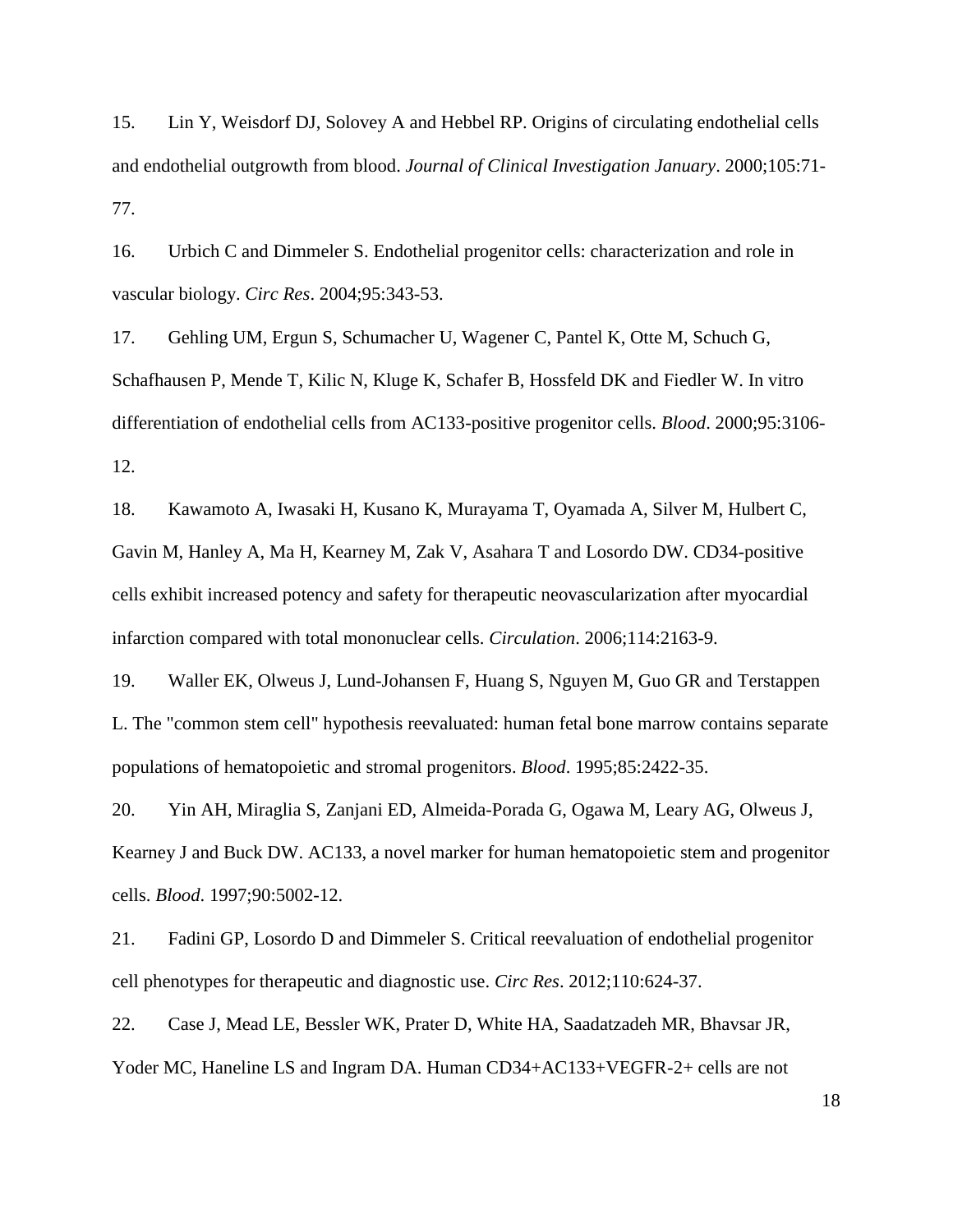15. Lin Y, Weisdorf DJ, Solovey A and Hebbel RP. Origins of circulating endothelial cells and endothelial outgrowth from blood. *Journal of Clinical Investigation January*. 2000;105:71-77.

16. Urbich C and Dimmeler S. Endothelial progenitor cells: characterization and role in vascular biology. *Circ Res*. 2004;95:343-53.

17. Gehling UM, Ergun S, Schumacher U, Wagener C, Pantel K, Otte M, Schuch G, Schafhausen P, Mende T, Kilic N, Kluge K, Schafer B, Hossfeld DK and Fiedler W. In vitro differentiation of endothelial cells from AC133-positive progenitor cells. *Blood*. 2000;95:3106-12.

18. Kawamoto A, Iwasaki H, Kusano K, Murayama T, Oyamada A, Silver M, Hulbert C, Gavin M, Hanley A, Ma H, Kearney M, Zak V, Asahara T and Losordo DW. CD34-positive cells exhibit increased potency and safety for therapeutic neovascularization after myocardial infarction compared with total mononuclear cells. *Circulation*. 2006;114:2163-9.

19. Waller EK, Olweus J, Lund-Johansen F, Huang S, Nguyen M, Guo GR and Terstappen L. The "common stem cell" hypothesis reevaluated: human fetal bone marrow contains separate populations of hematopoietic and stromal progenitors. *Blood*. 1995;85:2422-35.

20. Yin AH, Miraglia S, Zanjani ED, Almeida-Porada G, Ogawa M, Leary AG, Olweus J, Kearney J and Buck DW. AC133, a novel marker for human hematopoietic stem and progenitor cells. *Blood*. 1997;90:5002-12.

21. Fadini GP, Losordo D and Dimmeler S. Critical reevaluation of endothelial progenitor cell phenotypes for therapeutic and diagnostic use. *Circ Res*. 2012;110:624-37.

22. Case J, Mead LE, Bessler WK, Prater D, White HA, Saadatzadeh MR, Bhavsar JR, Yoder MC, Haneline LS and Ingram DA. Human CD34+AC133+VEGFR-2+ cells are not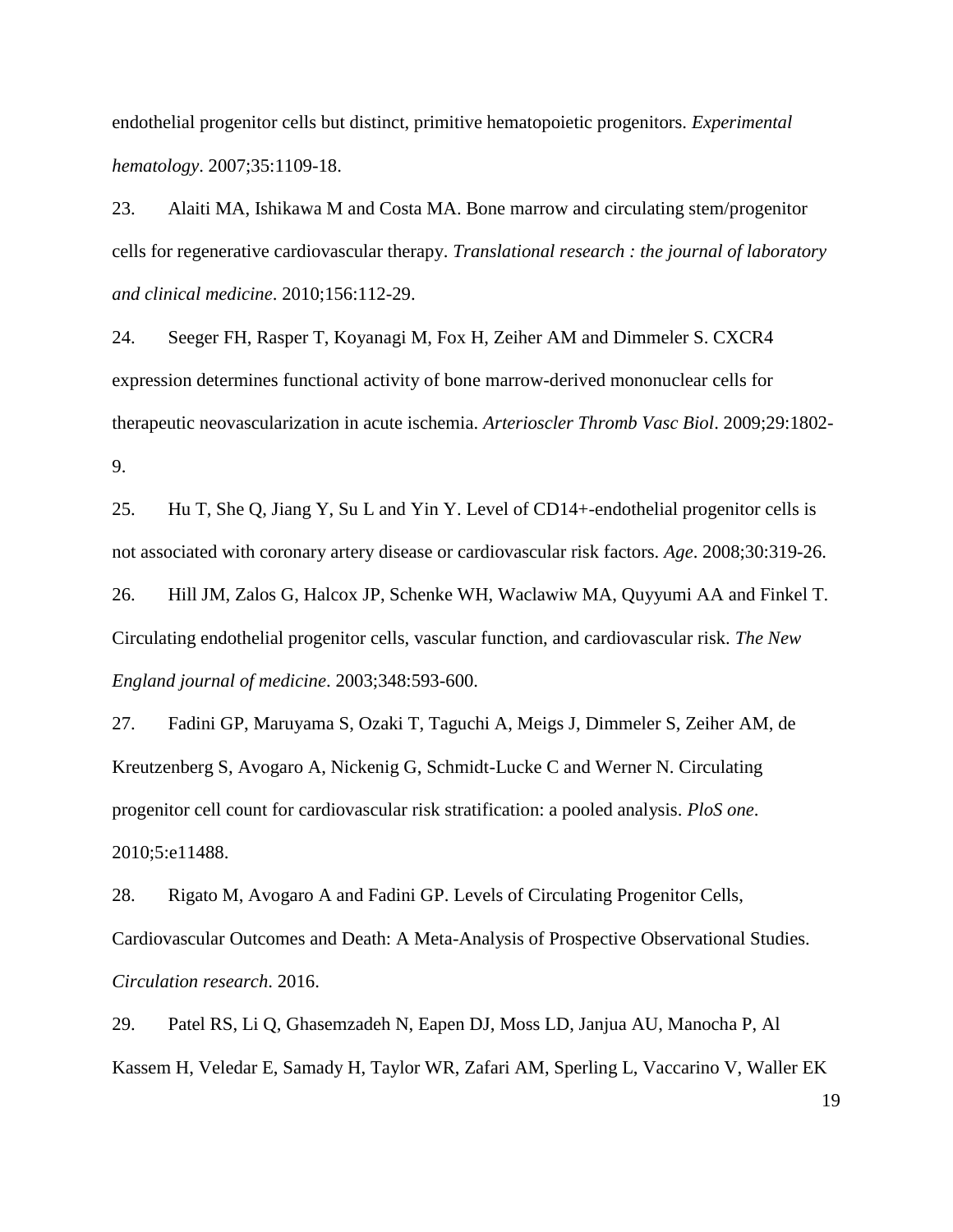endothelial progenitor cells but distinct, primitive hematopoietic progenitors. *Experimental hematology*. 2007;35:1109-18.

23. Alaiti MA, Ishikawa M and Costa MA. Bone marrow and circulating stem/progenitor cells for regenerative cardiovascular therapy. *Translational research : the journal of laboratory and clinical medicine*. 2010;156:112-29.

24. Seeger FH, Rasper T, Koyanagi M, Fox H, Zeiher AM and Dimmeler S. CXCR4 expression determines functional activity of bone marrow-derived mononuclear cells for therapeutic neovascularization in acute ischemia. *Arterioscler Thromb Vasc Biol*. 2009;29:1802-9.

25. Hu T, She Q, Jiang Y, Su L and Yin Y. Level of CD14+-endothelial progenitor cells is not associated with coronary artery disease or cardiovascular risk factors. *Age*. 2008;30:319-26.

26. Hill JM, Zalos G, Halcox JP, Schenke WH, Waclawiw MA, Quyyumi AA and Finkel T. Circulating endothelial progenitor cells, vascular function, and cardiovascular risk. *The New England journal of medicine*. 2003;348:593-600.

27. Fadini GP, Maruyama S, Ozaki T, Taguchi A, Meigs J, Dimmeler S, Zeiher AM, de Kreutzenberg S, Avogaro A, Nickenig G, Schmidt-Lucke C and Werner N. Circulating progenitor cell count for cardiovascular risk stratification: a pooled analysis. *PloS one*. 2010;5:e11488.

28. Rigato M, Avogaro A and Fadini GP. Levels of Circulating Progenitor Cells, Cardiovascular Outcomes and Death: A Meta-Analysis of Prospective Observational Studies. *Circulation research*. 2016.

29. Patel RS, Li Q, Ghasemzadeh N, Eapen DJ, Moss LD, Janjua AU, Manocha P, Al Kassem H, Veledar E, Samady H, Taylor WR, Zafari AM, Sperling L, Vaccarino V, Waller EK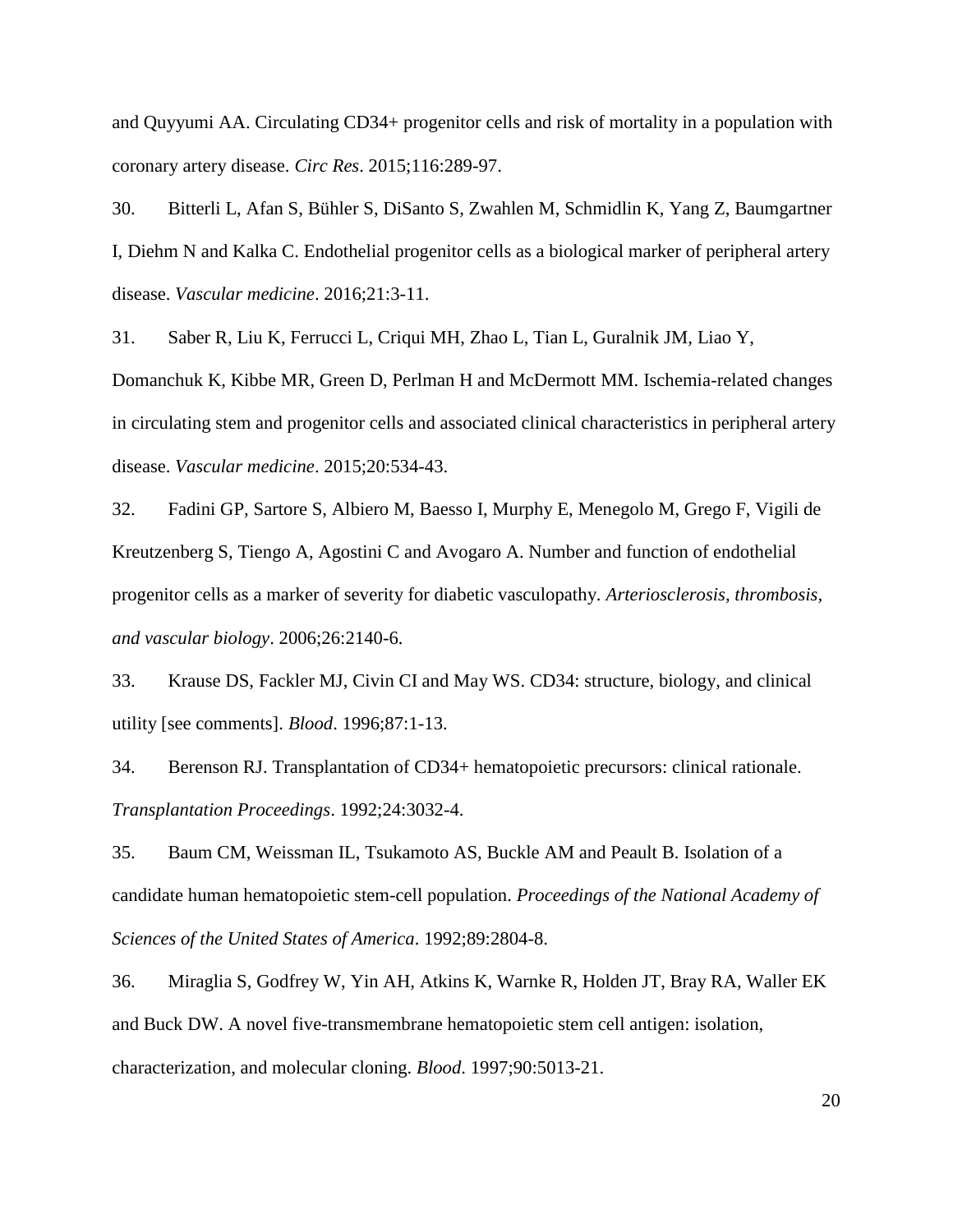and Quyyumi AA. Circulating CD34+ progenitor cells and risk of mortality in a population with coronary artery disease. *Circ Res*. 2015;116:289-97.

30. Bitterli L, Afan S, Bühler S, DiSanto S, Zwahlen M, Schmidlin K, Yang Z, Baumgartner I, Diehm N and Kalka C. Endothelial progenitor cells as a biological marker of peripheral artery disease. *Vascular medicine*. 2016;21:3-11.

31. Saber R, Liu K, Ferrucci L, Criqui MH, Zhao L, Tian L, Guralnik JM, Liao Y, Domanchuk K, Kibbe MR, Green D, Perlman H and McDermott MM. Ischemia-related changes in circulating stem and progenitor cells and associated clinical characteristics in peripheral artery disease. *Vascular medicine*. 2015;20:534-43.

32. Fadini GP, Sartore S, Albiero M, Baesso I, Murphy E, Menegolo M, Grego F, Vigili de Kreutzenberg S, Tiengo A, Agostini C and Avogaro A. Number and function of endothelial progenitor cells as a marker of severity for diabetic vasculopathy. *Arteriosclerosis, thrombosis, and vascular biology*. 2006;26:2140-6.

33. Krause DS, Fackler MJ, Civin CI and May WS. CD34: structure, biology, and clinical utility [see comments]. *Blood*. 1996;87:1-13.

34. Berenson RJ. Transplantation of CD34+ hematopoietic precursors: clinical rationale. *Transplantation Proceedings*. 1992;24:3032-4.

35. Baum CM, Weissman IL, Tsukamoto AS, Buckle AM and Peault B. Isolation of a candidate human hematopoietic stem-cell population. *Proceedings of the National Academy of Sciences of the United States of America*. 1992;89:2804-8.

36. Miraglia S, Godfrey W, Yin AH, Atkins K, Warnke R, Holden JT, Bray RA, Waller EK and Buck DW. A novel five-transmembrane hematopoietic stem cell antigen: isolation, characterization, and molecular cloning. *Blood*. 1997;90:5013-21.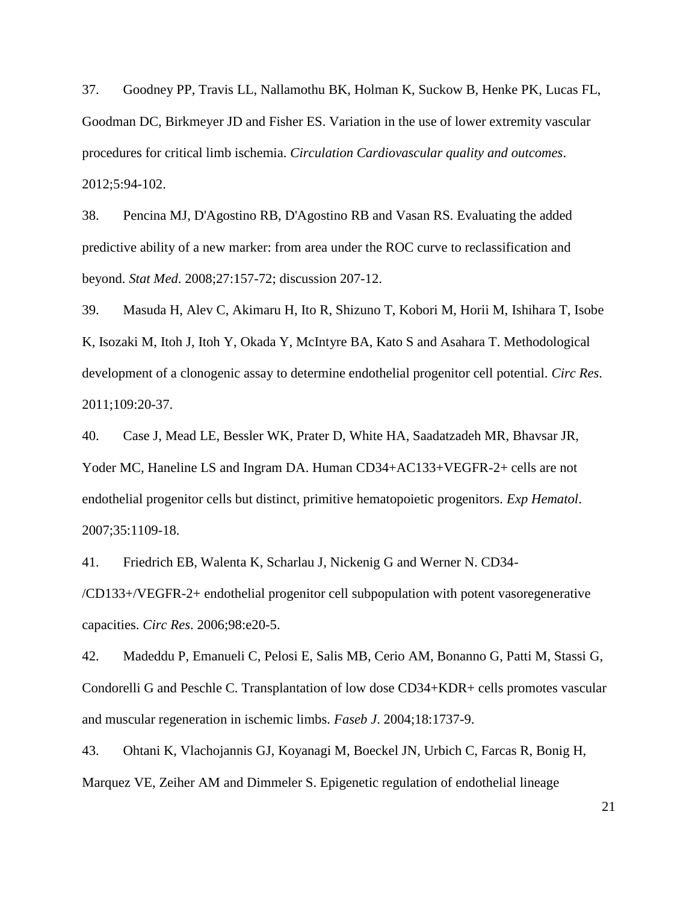37. Goodney PP, Travis LL, Nallamothu BK, Holman K, Suckow B, Henke PK, Lucas FL, Goodman DC, Birkmeyer JD and Fisher ES. Variation in the use of lower extremity vascular procedures for critical limb ischemia. *Circulation Cardiovascular quality and outcomes*. 2012;5:94-102.

38. Pencina MJ, D'Agostino RB, D'Agostino RB and Vasan RS. Evaluating the added predictive ability of a new marker: from area under the ROC curve to reclassification and beyond. *Stat Med*. 2008;27:157-72; discussion 207-12.

39. Masuda H, Alev C, Akimaru H, Ito R, Shizuno T, Kobori M, Horii M, Ishihara T, Isobe K, Isozaki M, Itoh J, Itoh Y, Okada Y, McIntyre BA, Kato S and Asahara T. Methodological development of a clonogenic assay to determine endothelial progenitor cell potential. *Circ Res*. 2011;109:20-37.

40. Case J, Mead LE, Bessler WK, Prater D, White HA, Saadatzadeh MR, Bhavsar JR, Yoder MC, Haneline LS and Ingram DA. Human CD34+AC133+VEGFR-2+ cells are not endothelial progenitor cells but distinct, primitive hematopoietic progenitors. *Exp Hematol*. 2007;35:1109-18.

41. Friedrich EB, Walenta K, Scharlau J, Nickenig G and Werner N. CD34-/CD133+/VEGFR-2+ endothelial progenitor cell subpopulation with potent vasoregenerative capacities. *Circ Res*. 2006;98:e20-5.

42. Madeddu P, Emanueli C, Pelosi E, Salis MB, Cerio AM, Bonanno G, Patti M, Stassi G, Condorelli G and Peschle C. Transplantation of low dose CD34+KDR+ cells promotes vascular and muscular regeneration in ischemic limbs. *Faseb J*. 2004;18:1737-9.

43. Ohtani K, Vlachojannis GJ, Koyanagi M, Boeckel JN, Urbich C, Farcas R, Bonig H, Marquez VE, Zeiher AM and Dimmeler S. Epigenetic regulation of endothelial lineage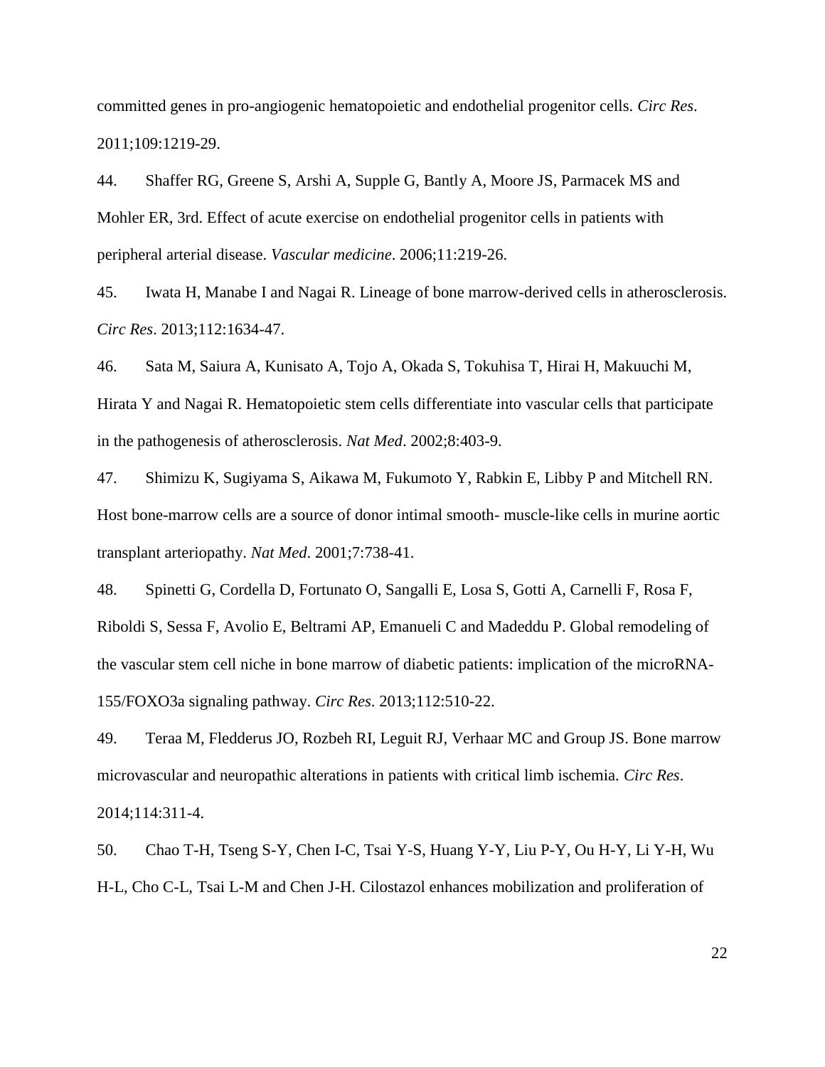committed genes in pro-angiogenic hematopoietic and endothelial progenitor cells. *Circ Res*. 2011;109:1219-29.

44. Shaffer RG, Greene S, Arshi A, Supple G, Bantly A, Moore JS, Parmacek MS and Mohler ER, 3rd. Effect of acute exercise on endothelial progenitor cells in patients with peripheral arterial disease. *Vascular medicine*. 2006;11:219-26.

45. Iwata H, Manabe I and Nagai R. Lineage of bone marrow-derived cells in atherosclerosis. *Circ Res*. 2013;112:1634-47.

46. Sata M, Saiura A, Kunisato A, Tojo A, Okada S, Tokuhisa T, Hirai H, Makuuchi M, Hirata Y and Nagai R. Hematopoietic stem cells differentiate into vascular cells that participate in the pathogenesis of atherosclerosis. *Nat Med*. 2002;8:403-9.

47. Shimizu K, Sugiyama S, Aikawa M, Fukumoto Y, Rabkin E, Libby P and Mitchell RN. Host bone-marrow cells are a source of donor intimal smooth- muscle-like cells in murine aortic transplant arteriopathy. *Nat Med*. 2001;7:738-41.

48. Spinetti G, Cordella D, Fortunato O, Sangalli E, Losa S, Gotti A, Carnelli F, Rosa F, Riboldi S, Sessa F, Avolio E, Beltrami AP, Emanueli C and Madeddu P. Global remodeling of the vascular stem cell niche in bone marrow of diabetic patients: implication of the microRNA-155/FOXO3a signaling pathway. *Circ Res*. 2013;112:510-22.

49. Teraa M, Fledderus JO, Rozbeh RI, Leguit RJ, Verhaar MC and Group JS. Bone marrow microvascular and neuropathic alterations in patients with critical limb ischemia. *Circ Res*. 2014;114:311-4.

50. Chao T-H, Tseng S-Y, Chen I-C, Tsai Y-S, Huang Y-Y, Liu P-Y, Ou H-Y, Li Y-H, Wu H-L, Cho C-L, Tsai L-M and Chen J-H. Cilostazol enhances mobilization and proliferation of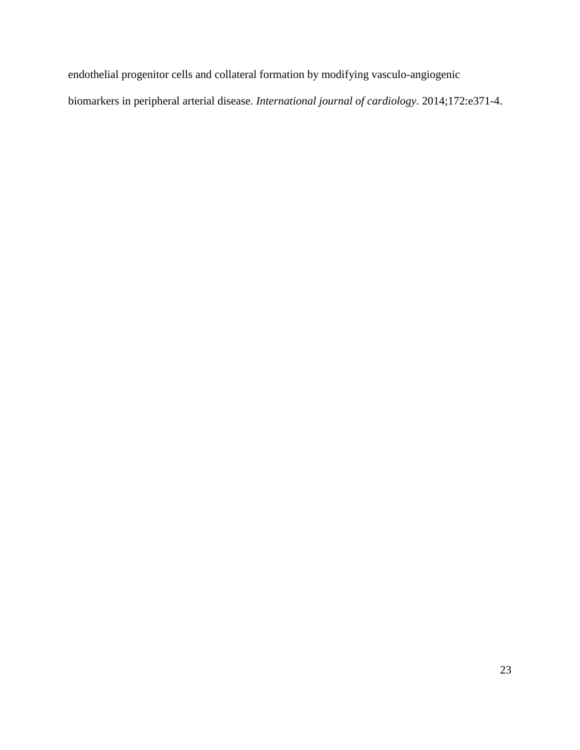endothelial progenitor cells and collateral formation by modifying vasculo-angiogenic biomarkers in peripheral arterial disease. *International journal of cardiology*. 2014;172:e371-4.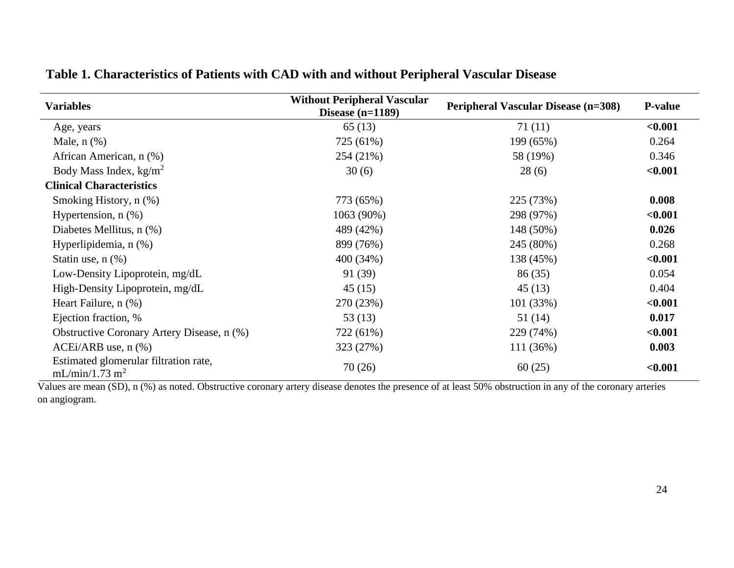**Table 1. Characteristics of Patients with CAD with and without Peripheral Vascular Disease**

| Variables | Without Peripheral Vascular Disease (n=1189) | Peripheral Vascular Disease (n=308) | P-value |
|---|---|---|---|
| Age, years | 65 (13) | 71 (11) | **<0.001** |
| Male, n (%) | 725 (61%) | 199 (65%) | 0.264 |
| African American, n (%) | 254 (21%) | 58 (19%) | 0.346 |
| Body Mass Index, $kg/m^2$ | 30 (6) | 28 (6) | **<0.001** |
| **Clinical Characteristics** | | | |
| Smoking History, n (%) | 773 (65%) | 225 (73%) | **0.008** |
| Hypertension, n (%) | 1063 (90%) | 298 (97%) | **<0.001** |
| Diabetes Mellitus, n (%) | 489 (42%) | 148 (50%) | **0.026** |
| Hyperlipidemia, n (%) | 899 (76%) | 245 (80%) | 0.268 |
| Statin use, n (%) | 400 (34%) | 138 (45%) | **<0.001** |
| Low-Density Lipoprotein, mg/dL | 91 (39) | 86 (35) | 0.054 |
| High-Density Lipoprotein, mg/dL | 45 (15) | 45 (13) | 0.404 |
| Heart Failure, n (%) | 270 (23%) | 101 (33%) | **<0.001** |
| Ejection fraction, % | 53 (13) | 51 (14) | **0.017** |
| Obstructive Coronary Artery Disease, n (%) | 722 (61%) | 229 (74%) | **<0.001** |
| ACEi/ARB use, n (%) | 323 (27%) | 111 (36%) | **0.003** |
| Estimated glomerular filtration rate, $mL/min/1.73\ m^2$ | 70 (26) | 60 (25) | **<0.001** |

Values are mean (SD), n (%) as noted. Obstructive coronary artery disease denotes the presence of at least 50% obstruction in any of the coronary arteries on angiogram.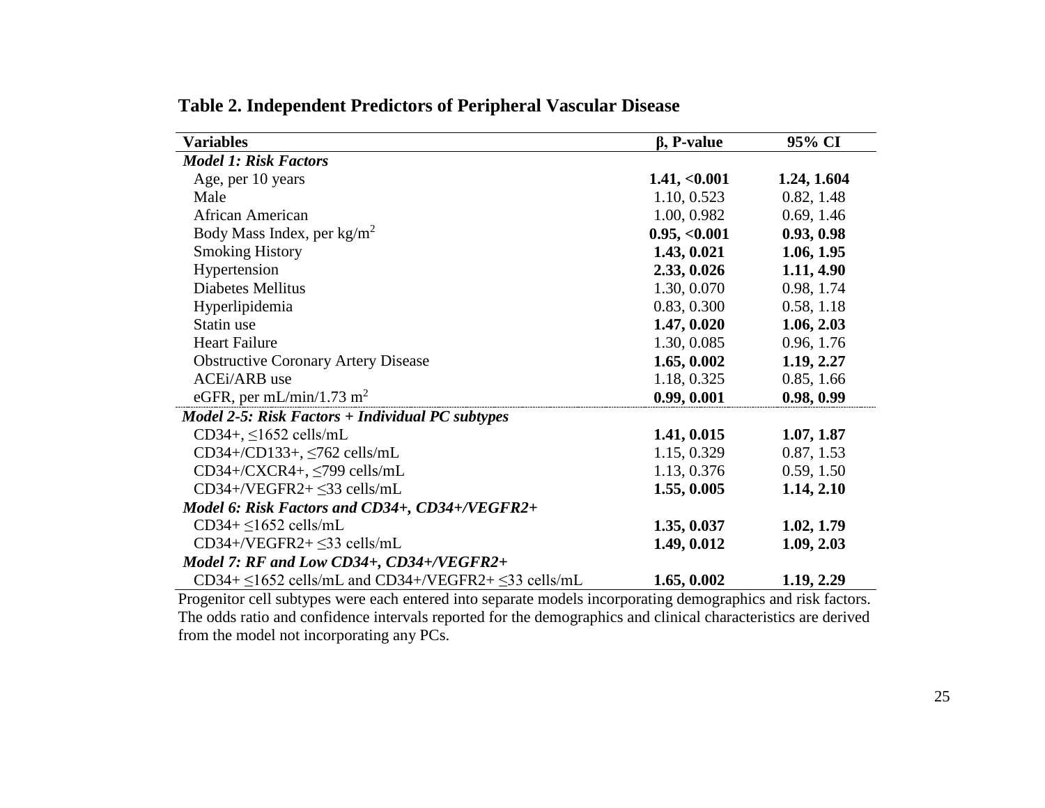**Table 2. Independent Predictors of Peripheral Vascular Disease**

| Variables | β, P-value | 95% CI |
|---|---|---|
| ***Model 1: Risk Factors*** | | |
| Age, per 10 years | **1.41, <0.001** | **1.24, 1.604** |
| Male | 1.10, 0.523 | 0.82, 1.48 |
| African American | 1.00, 0.982 | 0.69, 1.46 |
| Body Mass Index, per $kg/m^2$ | **0.95, <0.001** | **0.93, 0.98** |
| Smoking History | **1.43, 0.021** | **1.06, 1.95** |
| Hypertension | **2.33, 0.026** | **1.11, 4.90** |
| Diabetes Mellitus | 1.30, 0.070 | 0.98, 1.74 |
| Hyperlipidemia | 0.83, 0.300 | 0.58, 1.18 |
| Statin use | **1.47, 0.020** | **1.06, 2.03** |
| Heart Failure | 1.30, 0.085 | 0.96, 1.76 |
| Obstructive Coronary Artery Disease | **1.65, 0.002** | **1.19, 2.27** |
| ACEi/ARB use | 1.18, 0.325 | 0.85, 1.66 |
| eGFR, per mL/min/1.73 $m^2$ | **0.99, 0.001** | **0.98, 0.99** |
| ***Model 2-5: Risk Factors + Individual PC subtypes*** | | |
| CD34+, ≤1652 cells/mL | **1.41, 0.015** | **1.07, 1.87** |
| CD34+/CD133+, ≤762 cells/mL | 1.15, 0.329 | 0.87, 1.53 |
| CD34+/CXCR4+, ≤799 cells/mL | 1.13, 0.376 | 0.59, 1.50 |
| CD34+/VEGFR2+ ≤33 cells/mL | **1.55, 0.005** | **1.14, 2.10** |
| ***Model 6: Risk Factors and CD34+, CD34+/VEGFR2+*** | | |
| CD34+ ≤1652 cells/mL | **1.35, 0.037** | **1.02, 1.79** |
| CD34+/VEGFR2+ ≤33 cells/mL | **1.49, 0.012** | **1.09, 2.03** |
| ***Model 7: RF and Low CD34+, CD34+/VEGFR2+*** | | |
| CD34+ ≤1652 cells/mL and CD34+/VEGFR2+ ≤33 cells/mL | **1.65, 0.002** | **1.19, 2.29** |

Progenitor cell subtypes were each entered into separate models incorporating demographics and risk factors. The odds ratio and confidence intervals reported for the demographics and clinical characteristics are derived from the model not incorporating any PCs.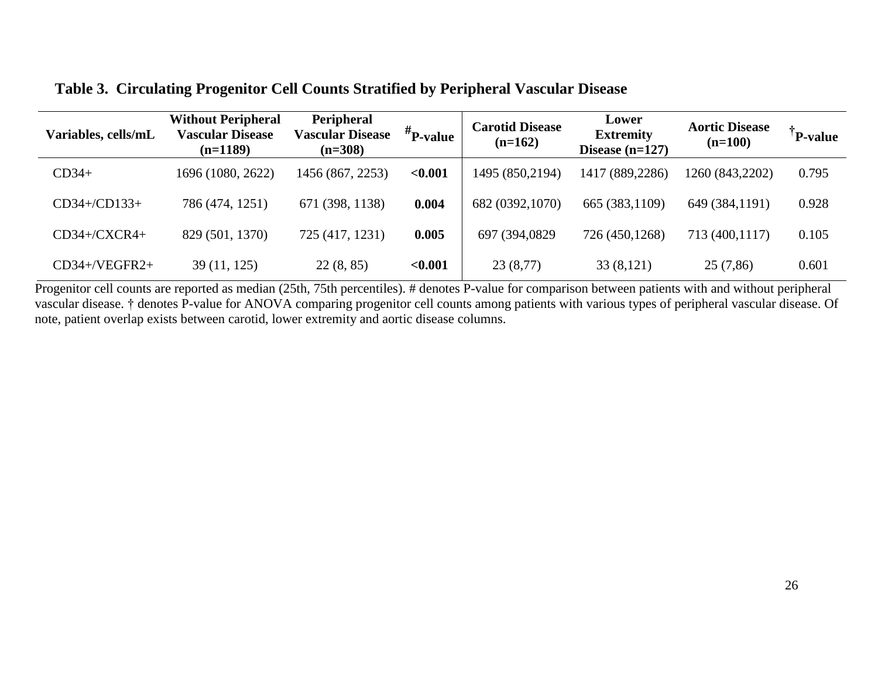**Table 3. Circulating Progenitor Cell Counts Stratified by Peripheral Vascular Disease**

| Variables, cells/mL | Without Peripheral Vascular Disease (n=1189) | Peripheral Vascular Disease (n=308) | #P-value | Carotid Disease (n=162) | Lower Extremity Disease (n=127) | Aortic Disease (n=100) | †P-value |
|---|---|---|---|---|---|---|---|
| CD34+ | 1696 (1080, 2622) | 1456 (867, 2253) | **<0.001** | 1495 (850,2194) | 1417 (889,2286) | 1260 (843,2202) | 0.795 |
| CD34+/CD133+ | 786 (474, 1251) | 671 (398, 1138) | **0.004** | 682 (0392,1070) | 665 (383,1109) | 649 (384,1191) | 0.928 |
| CD34+/CXCR4+ | 829 (501, 1370) | 725 (417, 1231) | **0.005** | 697 (394,0829 | 726 (450,1268) | 713 (400,1117) | 0.105 |
| CD34+/VEGFR2+ | 39 (11, 125) | 22 (8, 85) | **<0.001** | 23 (8,77) | 33 (8,121) | 25 (7,86) | 0.601 |

Progenitor cell counts are reported as median (25th, 75th percentiles). # denotes P-value for comparison between patients with and without peripheral vascular disease. † denotes P-value for ANOVA comparing progenitor cell counts among patients with various types of peripheral vascular disease. Of note, patient overlap exists between carotid, lower extremity and aortic disease columns.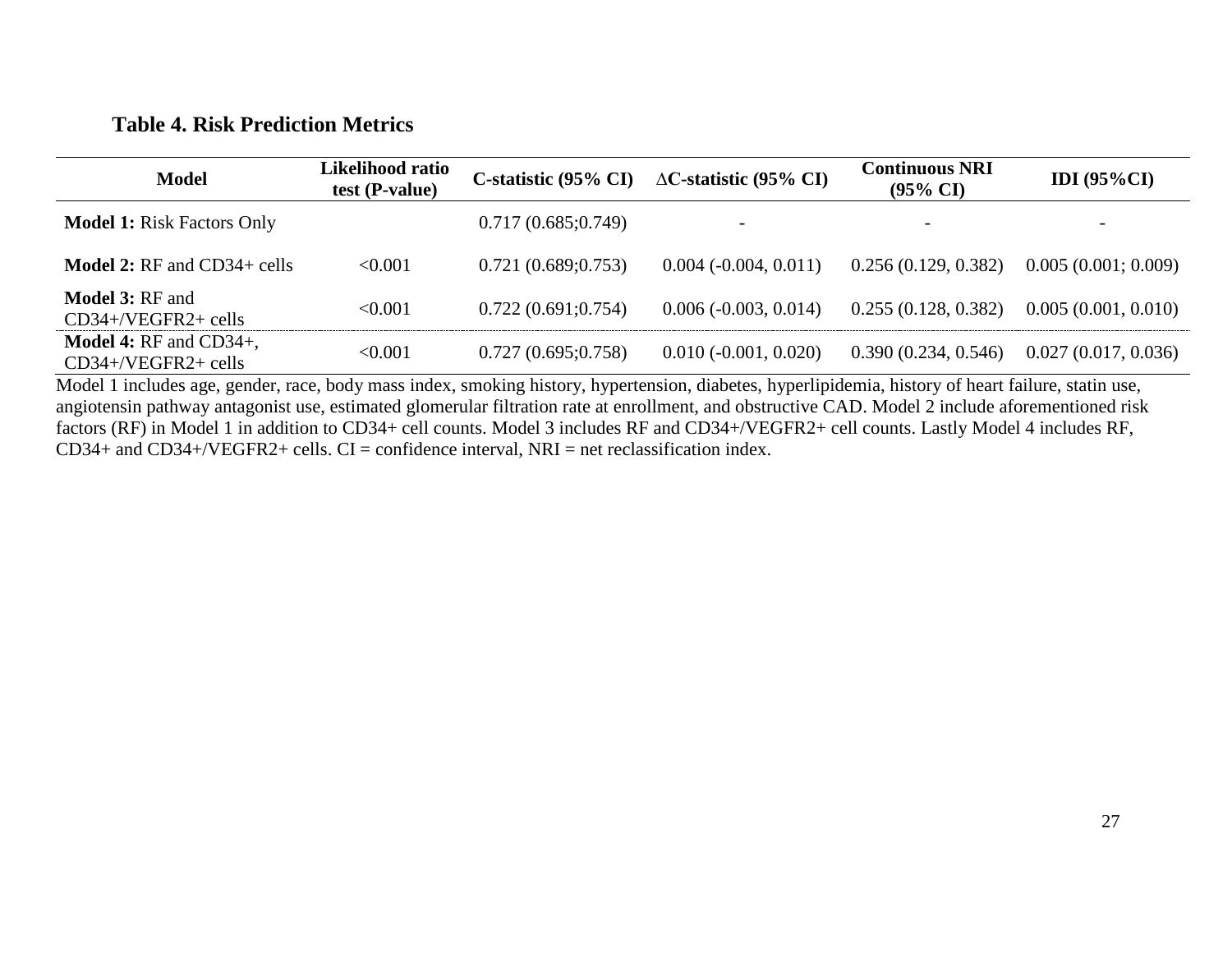**Table 4. Risk Prediction Metrics**

| Model | Likelihood ratio test (P-value) | C-statistic (95% CI) | ∆C-statistic (95% CI) | Continuous NRI (95% CI) | IDI (95%CI) |
|---|---|---|---|---|---|
| **Model 1:** Risk Factors Only | | 0.717 (0.685;0.749) | - | - | - |
| **Model 2:** RF and CD34+ cells | <0.001 | 0.721 (0.689;0.753) | 0.004 (-0.004, 0.011) | 0.256 (0.129, 0.382) | 0.005 (0.001; 0.009) |
| **Model 3:** RF and CD34+/VEGFR2+ cells | <0.001 | 0.722 (0.691;0.754) | 0.006 (-0.003, 0.014) | 0.255 (0.128, 0.382) | 0.005 (0.001, 0.010) |
| **Model 4:** RF and CD34+, CD34+/VEGFR2+ cells | <0.001 | 0.727 (0.695;0.758) | 0.010 (-0.001, 0.020) | 0.390 (0.234, 0.546) | 0.027 (0.017, 0.036) |

Model 1 includes age, gender, race, body mass index, smoking history, hypertension, diabetes, hyperlipidemia, history of heart failure, statin use, angiotensin pathway antagonist use, estimated glomerular filtration rate at enrollment, and obstructive CAD. Model 2 include aforementioned risk factors (RF) in Model 1 in addition to CD34+ cell counts. Model 3 includes RF and CD34+/VEGFR2+ cell counts. Lastly Model 4 includes RF, CD34+ and CD34+/VEGFR2+ cells. CI = confidence interval, NRI = net reclassification index.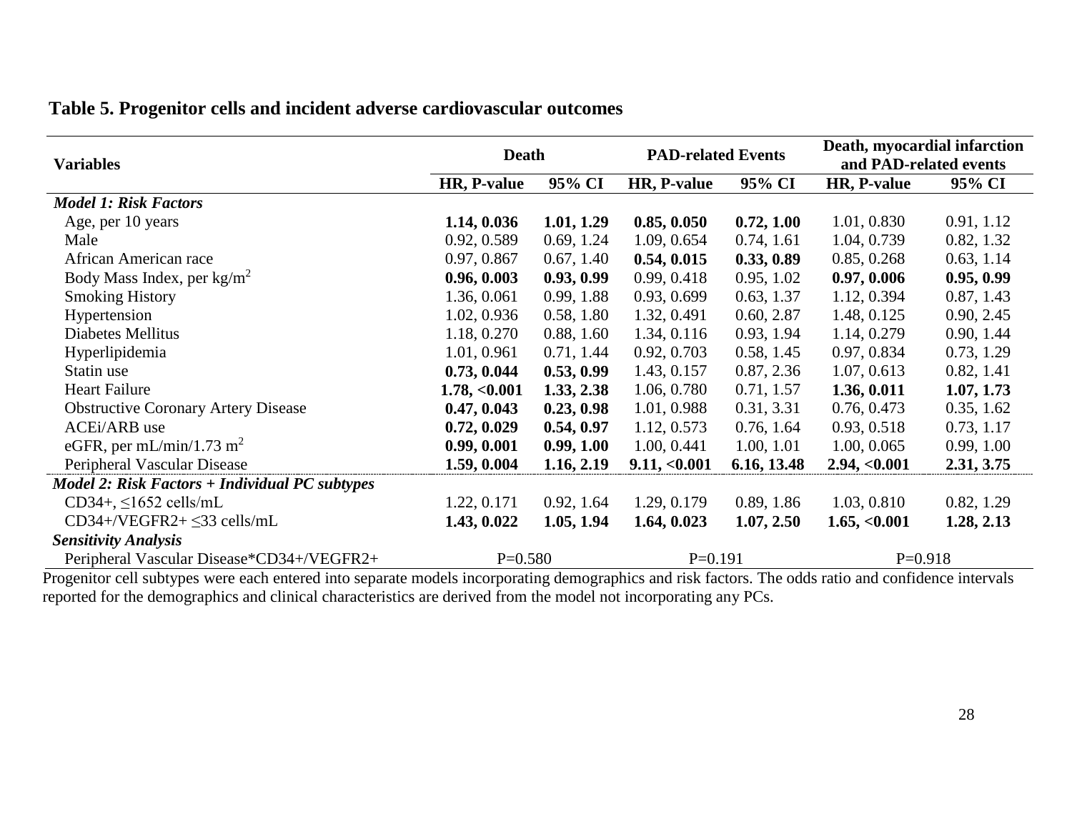**Table 5. Progenitor cells and incident adverse cardiovascular outcomes**

| Variables | Death | | PAD-related Events | | Death, myocardial infarction and PAD-related events | |
|---|---|---|---|---|---|---|
| | HR, P-value | 95% CI | HR, P-value | 95% CI | HR, P-value | 95% CI |
| ***Model 1: Risk Factors*** | | | | | | |
| Age, per 10 years | **1.14, 0.036** | **1.01, 1.29** | **0.85, 0.050** | **0.72, 1.00** | 1.01, 0.830 | 0.91, 1.12 |
| Male | 0.92, 0.589 | 0.69, 1.24 | 1.09, 0.654 | 0.74, 1.61 | 1.04, 0.739 | 0.82, 1.32 |
| African American race | 0.97, 0.867 | 0.67, 1.40 | **0.54, 0.015** | **0.33, 0.89** | 0.85, 0.268 | 0.63, 1.14 |
| Body Mass Index, per $kg/m^2$ | **0.96, 0.003** | **0.93, 0.99** | 0.99, 0.418 | 0.95, 1.02 | **0.97, 0.006** | **0.95, 0.99** |
| Smoking History | 1.36, 0.061 | 0.99, 1.88 | 0.93, 0.699 | 0.63, 1.37 | 1.12, 0.394 | 0.87, 1.43 |
| Hypertension | 1.02, 0.936 | 0.58, 1.80 | 1.32, 0.491 | 0.60, 2.87 | 1.48, 0.125 | 0.90, 2.45 |
| Diabetes Mellitus | 1.18, 0.270 | 0.88, 1.60 | 1.34, 0.116 | 0.93, 1.94 | 1.14, 0.279 | 0.90, 1.44 |
| Hyperlipidemia | 1.01, 0.961 | 0.71, 1.44 | 0.92, 0.703 | 0.58, 1.45 | 0.97, 0.834 | 0.73, 1.29 |
| Statin use | **0.73, 0.044** | **0.53, 0.99** | 1.43, 0.157 | 0.87, 2.36 | 1.07, 0.613 | 0.82, 1.41 |
| Heart Failure | **1.78, <0.001** | **1.33, 2.38** | 1.06, 0.780 | 0.71, 1.57 | **1.36, 0.011** | **1.07, 1.73** |
| Obstructive Coronary Artery Disease | **0.47, 0.043** | **0.23, 0.98** | 1.01, 0.988 | 0.31, 3.31 | 0.76, 0.473 | 0.35, 1.62 |
| ACEi/ARB use | **0.72, 0.029** | **0.54, 0.97** | 1.12, 0.573 | 0.76, 1.64 | 0.93, 0.518 | 0.73, 1.17 |
| eGFR, per mL/min/1.73 $m^2$ | **0.99, 0.001** | **0.99, 1.00** | 1.00, 0.441 | 1.00, 1.01 | 1.00, 0.065 | 0.99, 1.00 |
| Peripheral Vascular Disease | **1.59, 0.004** | **1.16, 2.19** | **9.11, <0.001** | **6.16, 13.48** | **2.94, <0.001** | **2.31, 3.75** |
| ***Model 2: Risk Factors + Individual PC subtypes*** | | | | | | |
| CD34+, ≤1652 cells/mL | 1.22, 0.171 | 0.92, 1.64 | 1.29, 0.179 | 0.89, 1.86 | 1.03, 0.810 | 0.82, 1.29 |
| CD34+/VEGFR2+ ≤33 cells/mL | **1.43, 0.022** | **1.05, 1.94** | **1.64, 0.023** | **1.07, 2.50** | **1.65, <0.001** | **1.28, 2.13** |
| ***Sensitivity Analysis*** | | | | | | |
| Peripheral Vascular Disease*CD34+/VEGFR2+ | P=0.580 | | P=0.191 | | P=0.918 | |

Progenitor cell subtypes were each entered into separate models incorporating demographics and risk factors. The odds ratio and confidence intervals reported for the demographics and clinical characteristics are derived from the model not incorporating any PCs.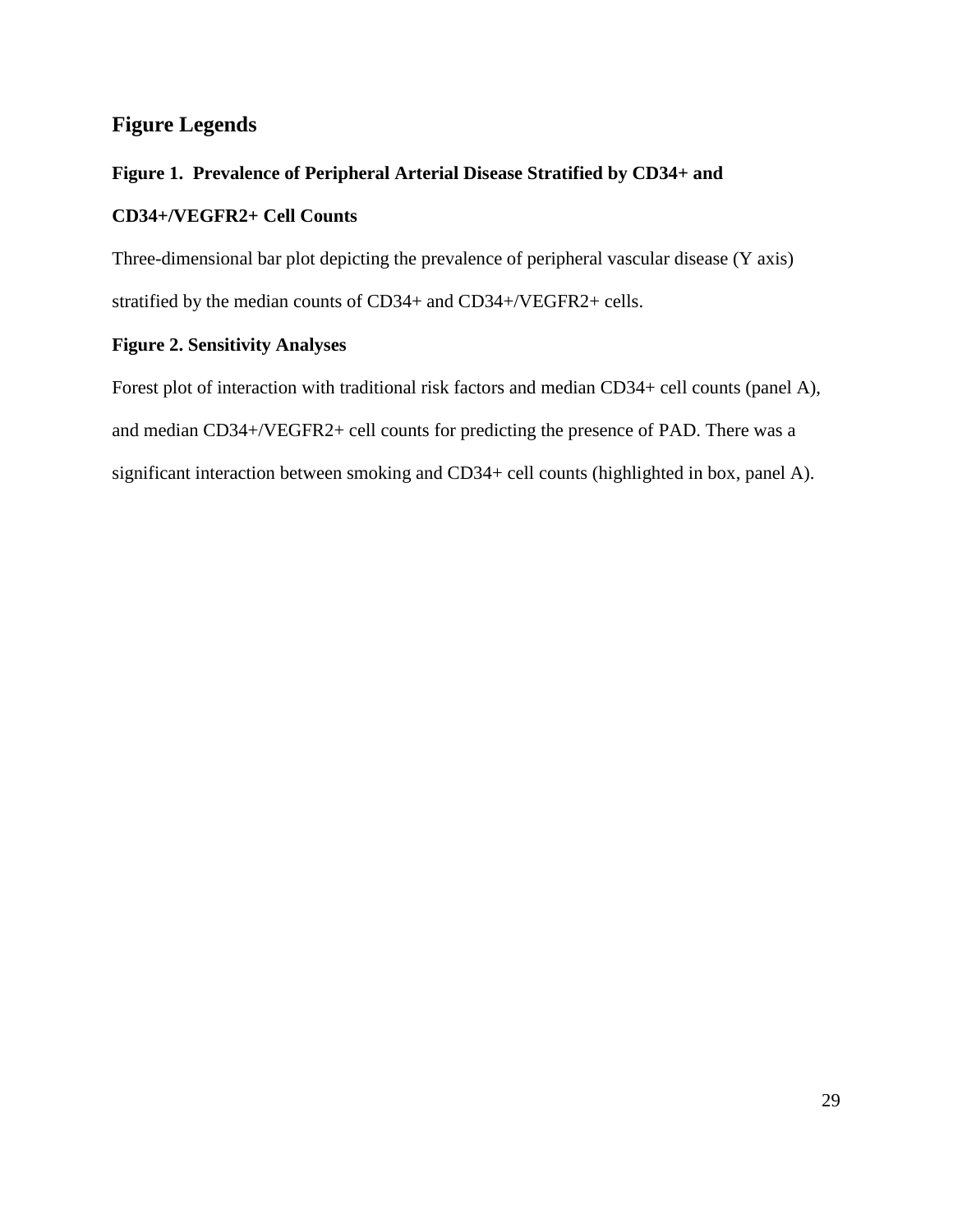## Figure Legends

**Figure 1. Prevalence of Peripheral Arterial Disease Stratified by CD34+ and CD34+/VEGFR2+ Cell Counts**

Three-dimensional bar plot depicting the prevalence of peripheral vascular disease (Y axis) stratified by the median counts of CD34+ and CD34+/VEGFR2+ cells.

**Figure 2. Sensitivity Analyses**

Forest plot of interaction with traditional risk factors and median CD34+ cell counts (panel A), and median CD34+/VEGFR2+ cell counts for predicting the presence of PAD. There was a significant interaction between smoking and CD34+ cell counts (highlighted in box, panel A).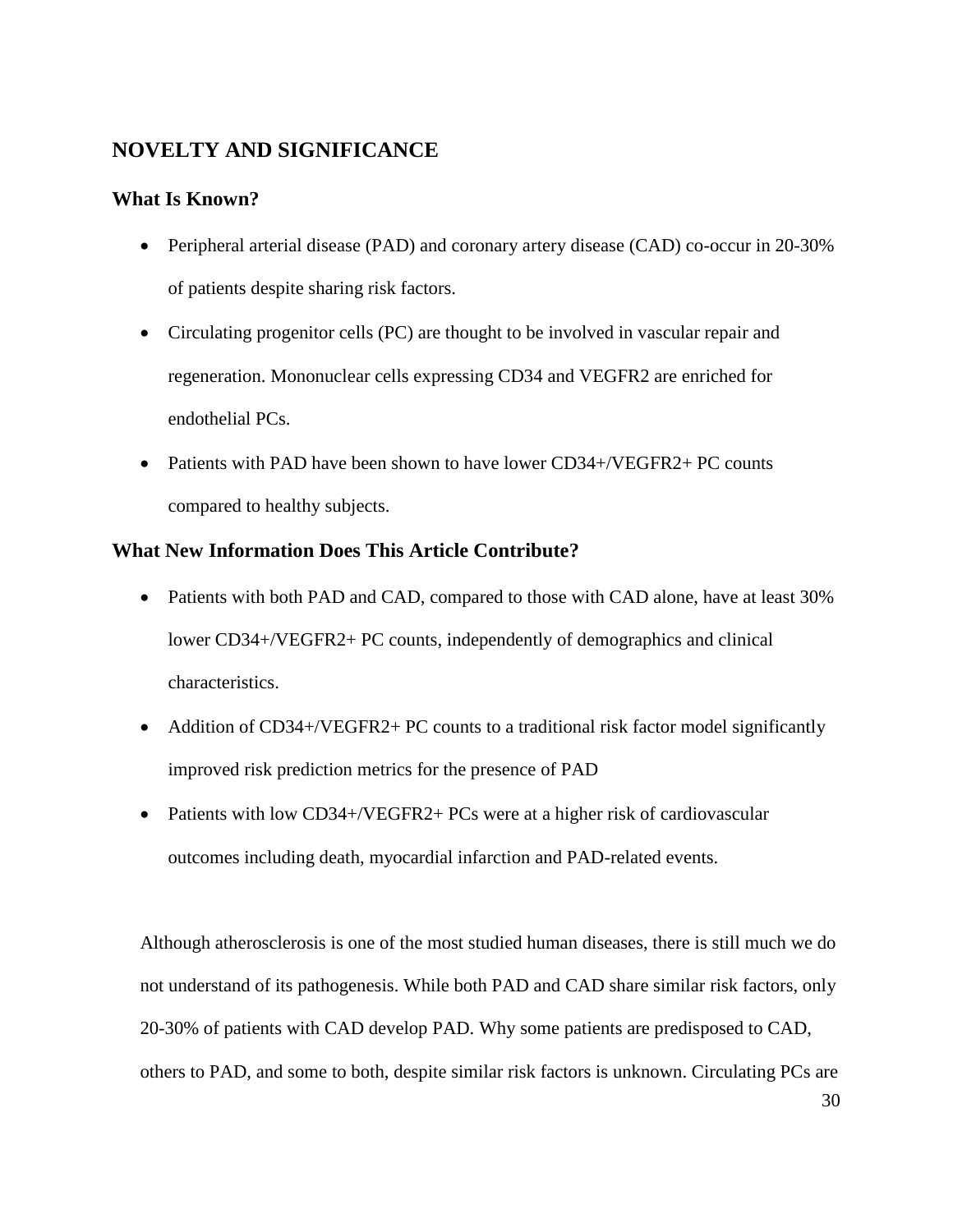## NOVELTY AND SIGNIFICANCE

### What Is Known?

- Peripheral arterial disease (PAD) and coronary artery disease (CAD) co-occur in 20-30% of patients despite sharing risk factors.
- Circulating progenitor cells (PC) are thought to be involved in vascular repair and regeneration. Mononuclear cells expressing CD34 and VEGFR2 are enriched for endothelial PCs.
- Patients with PAD have been shown to have lower CD34+/VEGFR2+ PC counts compared to healthy subjects.

### What New Information Does This Article Contribute?

- Patients with both PAD and CAD, compared to those with CAD alone, have at least 30% lower CD34+/VEGFR2+ PC counts, independently of demographics and clinical characteristics.
- Addition of CD34+/VEGFR2+ PC counts to a traditional risk factor model significantly improved risk prediction metrics for the presence of PAD
- Patients with low CD34+/VEGFR2+ PCs were at a higher risk of cardiovascular outcomes including death, myocardial infarction and PAD-related events.

Although atherosclerosis is one of the most studied human diseases, there is still much we do not understand of its pathogenesis. While both PAD and CAD share similar risk factors, only 20-30% of patients with CAD develop PAD. Why some patients are predisposed to CAD, others to PAD, and some to both, despite similar risk factors is unknown. Circulating PCs are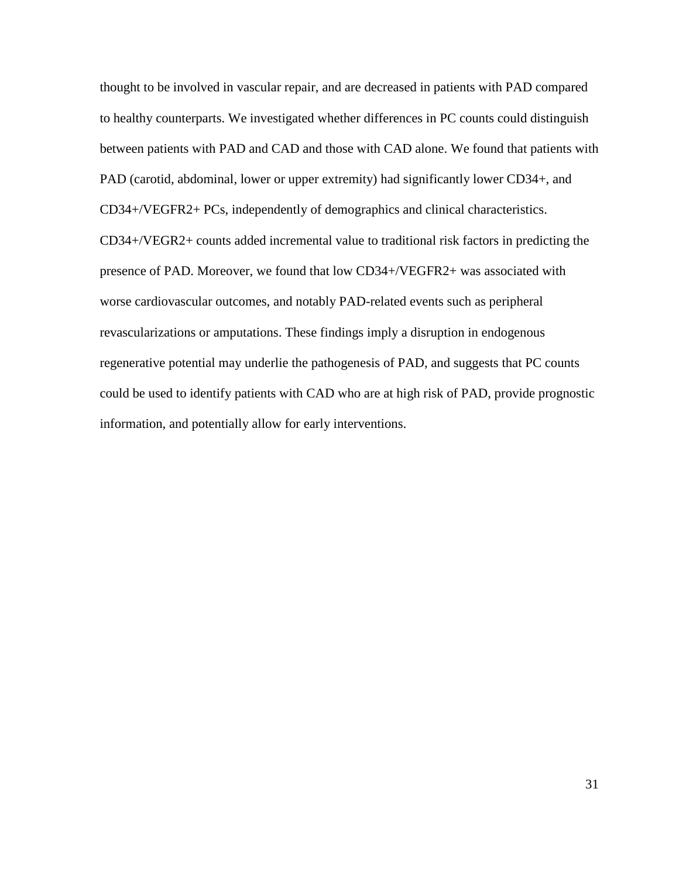thought to be involved in vascular repair, and are decreased in patients with PAD compared to healthy counterparts. We investigated whether differences in PC counts could distinguish between patients with PAD and CAD and those with CAD alone. We found that patients with PAD (carotid, abdominal, lower or upper extremity) had significantly lower CD34+, and CD34+/VEGFR2+ PCs, independently of demographics and clinical characteristics. CD34+/VEGR2+ counts added incremental value to traditional risk factors in predicting the presence of PAD. Moreover, we found that low CD34+/VEGFR2+ was associated with worse cardiovascular outcomes, and notably PAD-related events such as peripheral revascularizations or amputations. These findings imply a disruption in endogenous regenerative potential may underlie the pathogenesis of PAD, and suggests that PC counts could be used to identify patients with CAD who are at high risk of PAD, provide prognostic information, and potentially allow for early interventions.